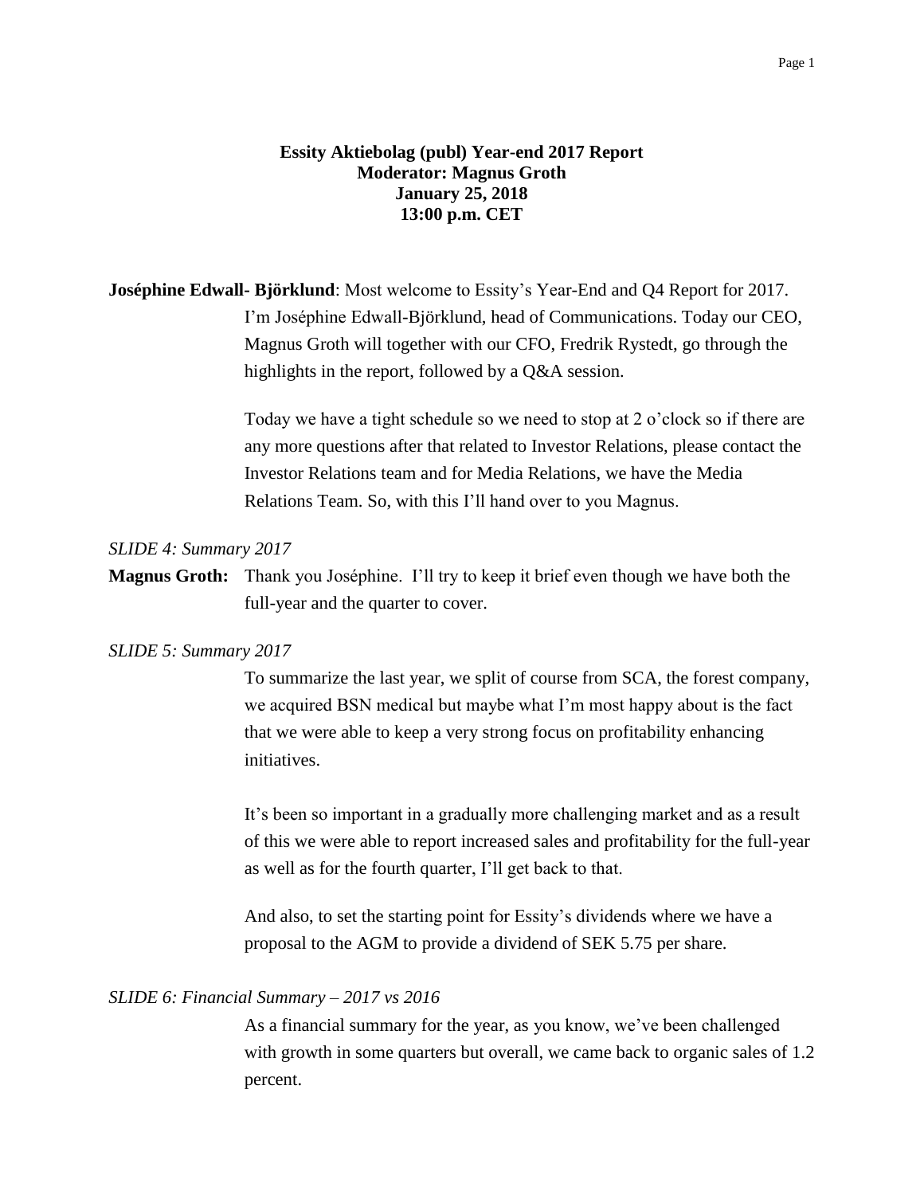**Essity Aktiebolag (publ) Year-end 2017 Report**
**Moderator: Magnus Groth**
**January 25, 2018**
**13:00 p.m. CET**

**Joséphine Edwall- Björklund**: Most welcome to Essity's Year-End and Q4 Report for 2017. I'm Joséphine Edwall-Björklund, head of Communications. Today our CEO, Magnus Groth will together with our CFO, Fredrik Rystedt, go through the highlights in the report, followed by a Q&A session.

Today we have a tight schedule so we need to stop at 2 o'clock so if there are any more questions after that related to Investor Relations, please contact the Investor Relations team and for Media Relations, we have the Media Relations Team. So, with this I'll hand over to you Magnus.

*SLIDE 4: Summary 2017*

**Magnus Groth:** Thank you Joséphine. I'll try to keep it brief even though we have both the full-year and the quarter to cover.

*SLIDE 5: Summary 2017*

To summarize the last year, we split of course from SCA, the forest company, we acquired BSN medical but maybe what I'm most happy about is the fact that we were able to keep a very strong focus on profitability enhancing initiatives.

It's been so important in a gradually more challenging market and as a result of this we were able to report increased sales and profitability for the full-year as well as for the fourth quarter, I'll get back to that.

And also, to set the starting point for Essity's dividends where we have a proposal to the AGM to provide a dividend of SEK 5.75 per share.

*SLIDE 6: Financial Summary – 2017 vs 2016*

As a financial summary for the year, as you know, we've been challenged with growth in some quarters but overall, we came back to organic sales of 1.2 percent.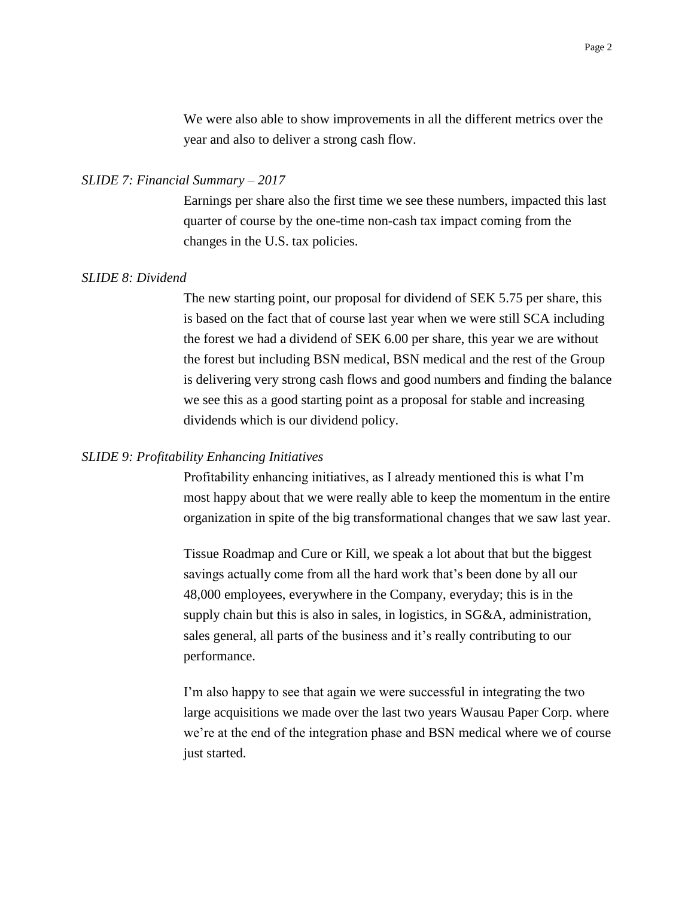We were also able to show improvements in all the different metrics over the year and also to deliver a strong cash flow.

*SLIDE 7: Financial Summary – 2017*

Earnings per share also the first time we see these numbers, impacted this last quarter of course by the one-time non-cash tax impact coming from the changes in the U.S. tax policies.

*SLIDE 8: Dividend*

The new starting point, our proposal for dividend of SEK 5.75 per share, this is based on the fact that of course last year when we were still SCA including the forest we had a dividend of SEK 6.00 per share, this year we are without the forest but including BSN medical, BSN medical and the rest of the Group is delivering very strong cash flows and good numbers and finding the balance we see this as a good starting point as a proposal for stable and increasing dividends which is our dividend policy.

*SLIDE 9: Profitability Enhancing Initiatives*

Profitability enhancing initiatives, as I already mentioned this is what I'm most happy about that we were really able to keep the momentum in the entire organization in spite of the big transformational changes that we saw last year.

Tissue Roadmap and Cure or Kill, we speak a lot about that but the biggest savings actually come from all the hard work that's been done by all our 48,000 employees, everywhere in the Company, everyday; this is in the supply chain but this is also in sales, in logistics, in SG&A, administration, sales general, all parts of the business and it's really contributing to our performance.

I'm also happy to see that again we were successful in integrating the two large acquisitions we made over the last two years Wausau Paper Corp. where we're at the end of the integration phase and BSN medical where we of course just started.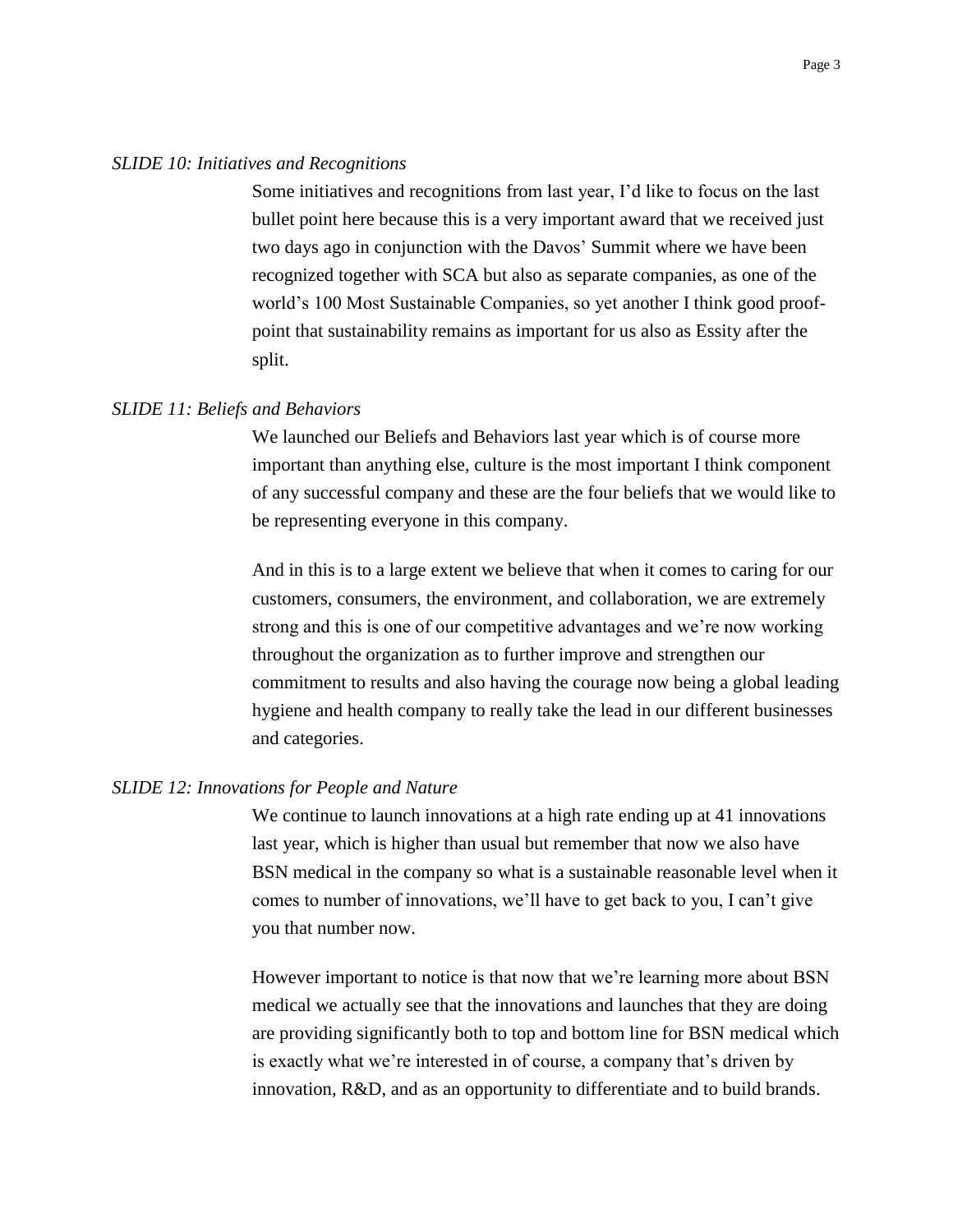*SLIDE 10: Initiatives and Recognitions*

Some initiatives and recognitions from last year, I'd like to focus on the last bullet point here because this is a very important award that we received just two days ago in conjunction with the Davos' Summit where we have been recognized together with SCA but also as separate companies, as one of the world's 100 Most Sustainable Companies, so yet another I think good proof-point that sustainability remains as important for us also as Essity after the split.

*SLIDE 11: Beliefs and Behaviors*

We launched our Beliefs and Behaviors last year which is of course more important than anything else, culture is the most important I think component of any successful company and these are the four beliefs that we would like to be representing everyone in this company.

And in this is to a large extent we believe that when it comes to caring for our customers, consumers, the environment, and collaboration, we are extremely strong and this is one of our competitive advantages and we're now working throughout the organization as to further improve and strengthen our commitment to results and also having the courage now being a global leading hygiene and health company to really take the lead in our different businesses and categories.

*SLIDE 12: Innovations for People and Nature*

We continue to launch innovations at a high rate ending up at 41 innovations last year, which is higher than usual but remember that now we also have BSN medical in the company so what is a sustainable reasonable level when it comes to number of innovations, we'll have to get back to you, I can't give you that number now.

However important to notice is that now that we're learning more about BSN medical we actually see that the innovations and launches that they are doing are providing significantly both to top and bottom line for BSN medical which is exactly what we're interested in of course, a company that's driven by innovation, R&D, and as an opportunity to differentiate and to build brands.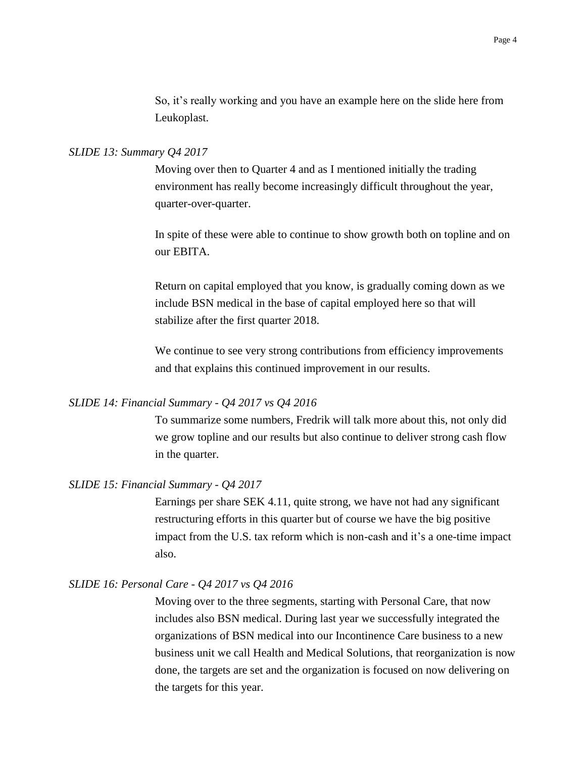So, it's really working and you have an example here on the slide here from Leukoplast.

*SLIDE 13: Summary Q4 2017*

Moving over then to Quarter 4 and as I mentioned initially the trading environment has really become increasingly difficult throughout the year, quarter-over-quarter.

In spite of these were able to continue to show growth both on topline and on our EBITA.

Return on capital employed that you know, is gradually coming down as we include BSN medical in the base of capital employed here so that will stabilize after the first quarter 2018.

We continue to see very strong contributions from efficiency improvements and that explains this continued improvement in our results.

*SLIDE 14: Financial Summary - Q4 2017 vs Q4 2016*

To summarize some numbers, Fredrik will talk more about this, not only did we grow topline and our results but also continue to deliver strong cash flow in the quarter.

*SLIDE 15: Financial Summary - Q4 2017*

Earnings per share SEK 4.11, quite strong, we have not had any significant restructuring efforts in this quarter but of course we have the big positive impact from the U.S. tax reform which is non-cash and it's a one-time impact also.

*SLIDE 16: Personal Care - Q4 2017 vs Q4 2016*

Moving over to the three segments, starting with Personal Care, that now includes also BSN medical. During last year we successfully integrated the organizations of BSN medical into our Incontinence Care business to a new business unit we call Health and Medical Solutions, that reorganization is now done, the targets are set and the organization is focused on now delivering on the targets for this year.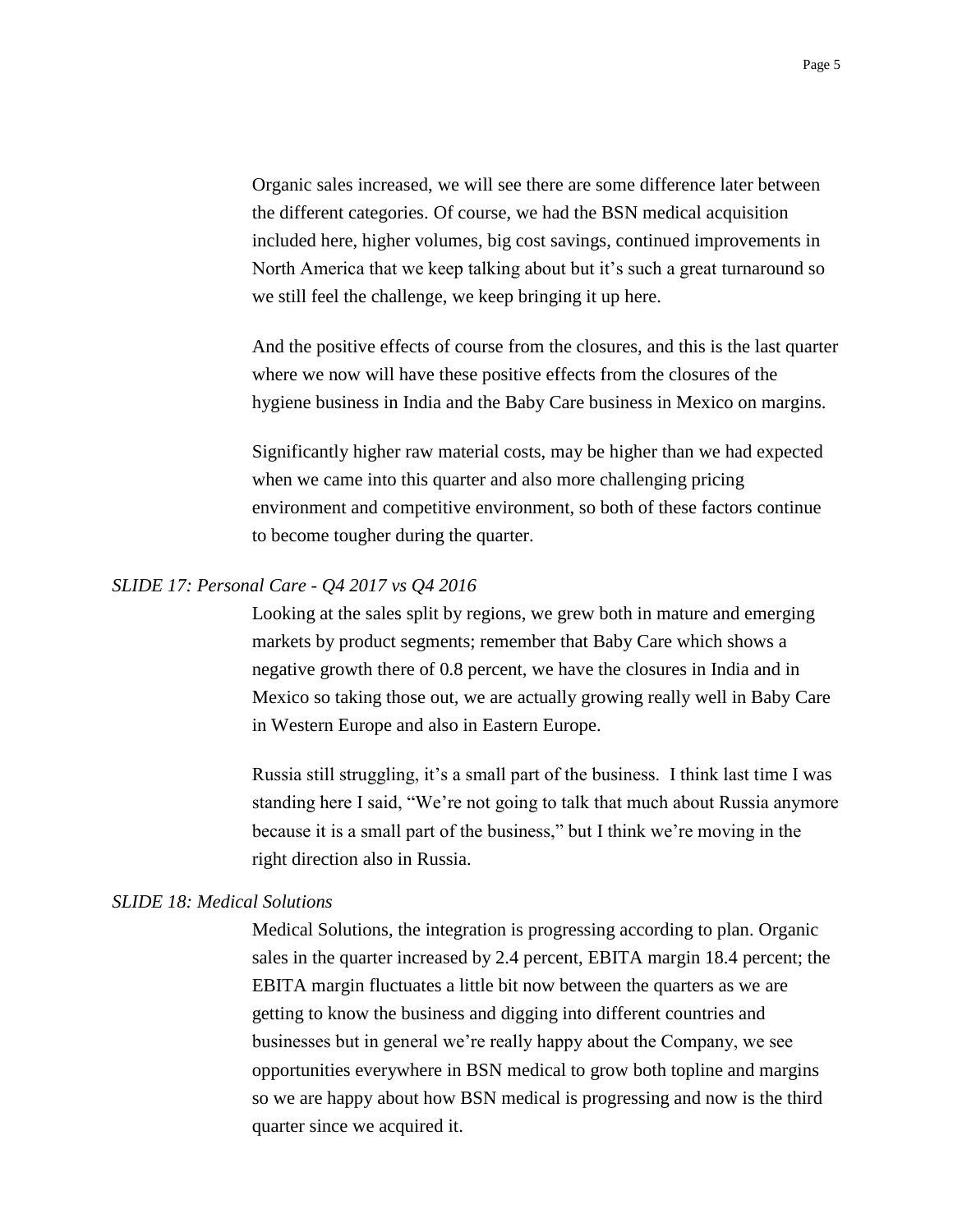Organic sales increased, we will see there are some difference later between the different categories. Of course, we had the BSN medical acquisition included here, higher volumes, big cost savings, continued improvements in North America that we keep talking about but it's such a great turnaround so we still feel the challenge, we keep bringing it up here.

And the positive effects of course from the closures, and this is the last quarter where we now will have these positive effects from the closures of the hygiene business in India and the Baby Care business in Mexico on margins.

Significantly higher raw material costs, may be higher than we had expected when we came into this quarter and also more challenging pricing environment and competitive environment, so both of these factors continue to become tougher during the quarter.

*SLIDE 17: Personal Care - Q4 2017 vs Q4 2016*

Looking at the sales split by regions, we grew both in mature and emerging markets by product segments; remember that Baby Care which shows a negative growth there of 0.8 percent, we have the closures in India and in Mexico so taking those out, we are actually growing really well in Baby Care in Western Europe and also in Eastern Europe.

Russia still struggling, it's a small part of the business. I think last time I was standing here I said, "We're not going to talk that much about Russia anymore because it is a small part of the business," but I think we're moving in the right direction also in Russia.

*SLIDE 18: Medical Solutions*

Medical Solutions, the integration is progressing according to plan. Organic sales in the quarter increased by 2.4 percent, EBITA margin 18.4 percent; the EBITA margin fluctuates a little bit now between the quarters as we are getting to know the business and digging into different countries and businesses but in general we're really happy about the Company, we see opportunities everywhere in BSN medical to grow both topline and margins so we are happy about how BSN medical is progressing and now is the third quarter since we acquired it.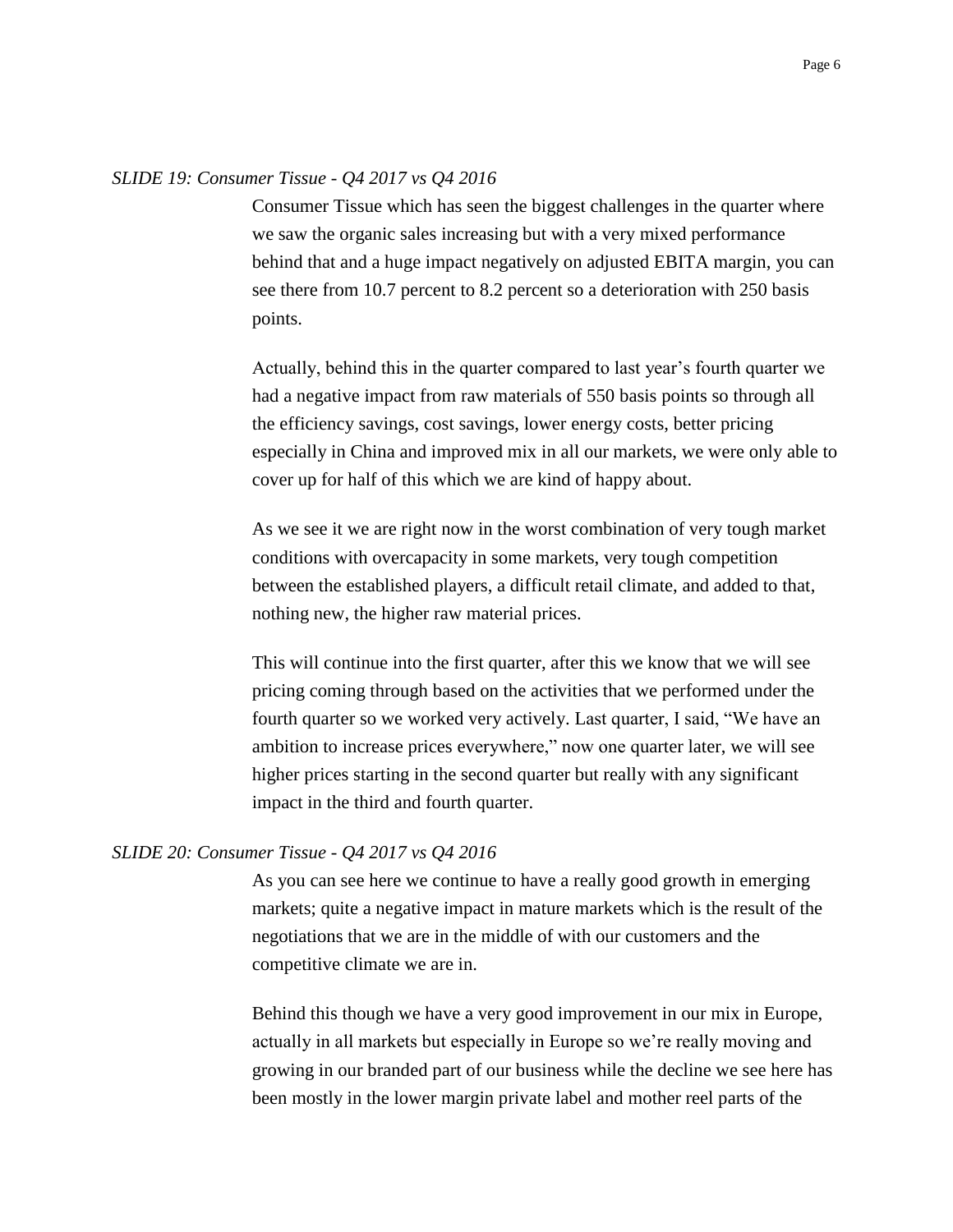*SLIDE 19: Consumer Tissue - Q4 2017 vs Q4 2016*

Consumer Tissue which has seen the biggest challenges in the quarter where we saw the organic sales increasing but with a very mixed performance behind that and a huge impact negatively on adjusted EBITA margin, you can see there from 10.7 percent to 8.2 percent so a deterioration with 250 basis points.

Actually, behind this in the quarter compared to last year's fourth quarter we had a negative impact from raw materials of 550 basis points so through all the efficiency savings, cost savings, lower energy costs, better pricing especially in China and improved mix in all our markets, we were only able to cover up for half of this which we are kind of happy about.

As we see it we are right now in the worst combination of very tough market conditions with overcapacity in some markets, very tough competition between the established players, a difficult retail climate, and added to that, nothing new, the higher raw material prices.

This will continue into the first quarter, after this we know that we will see pricing coming through based on the activities that we performed under the fourth quarter so we worked very actively. Last quarter, I said, "We have an ambition to increase prices everywhere," now one quarter later, we will see higher prices starting in the second quarter but really with any significant impact in the third and fourth quarter.

*SLIDE 20: Consumer Tissue - Q4 2017 vs Q4 2016*

As you can see here we continue to have a really good growth in emerging markets; quite a negative impact in mature markets which is the result of the negotiations that we are in the middle of with our customers and the competitive climate we are in.

Behind this though we have a very good improvement in our mix in Europe, actually in all markets but especially in Europe so we're really moving and growing in our branded part of our business while the decline we see here has been mostly in the lower margin private label and mother reel parts of the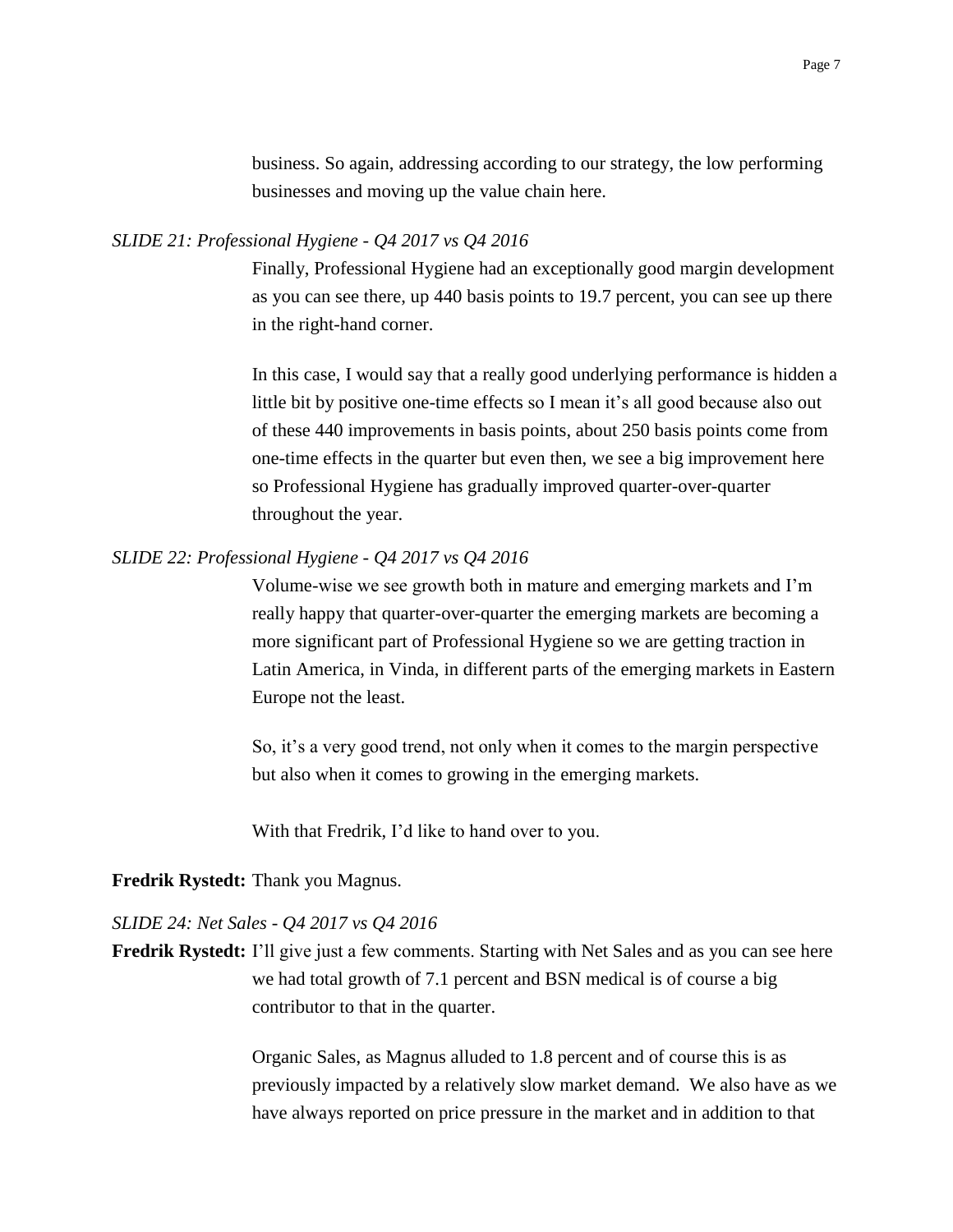business. So again, addressing according to our strategy, the low performing businesses and moving up the value chain here.

*SLIDE 21: Professional Hygiene - Q4 2017 vs Q4 2016*

Finally, Professional Hygiene had an exceptionally good margin development as you can see there, up 440 basis points to 19.7 percent, you can see up there in the right-hand corner.

In this case, I would say that a really good underlying performance is hidden a little bit by positive one-time effects so I mean it's all good because also out of these 440 improvements in basis points, about 250 basis points come from one-time effects in the quarter but even then, we see a big improvement here so Professional Hygiene has gradually improved quarter-over-quarter throughout the year.

*SLIDE 22: Professional Hygiene - Q4 2017 vs Q4 2016*

Volume-wise we see growth both in mature and emerging markets and I'm really happy that quarter-over-quarter the emerging markets are becoming a more significant part of Professional Hygiene so we are getting traction in Latin America, in Vinda, in different parts of the emerging markets in Eastern Europe not the least.

So, it's a very good trend, not only when it comes to the margin perspective but also when it comes to growing in the emerging markets.

With that Fredrik, I'd like to hand over to you.

**Fredrik Rystedt:** Thank you Magnus.

*SLIDE 24: Net Sales - Q4 2017 vs Q4 2016*

**Fredrik Rystedt:** I'll give just a few comments. Starting with Net Sales and as you can see here we had total growth of 7.1 percent and BSN medical is of course a big contributor to that in the quarter.

Organic Sales, as Magnus alluded to 1.8 percent and of course this is as previously impacted by a relatively slow market demand. We also have as we have always reported on price pressure in the market and in addition to that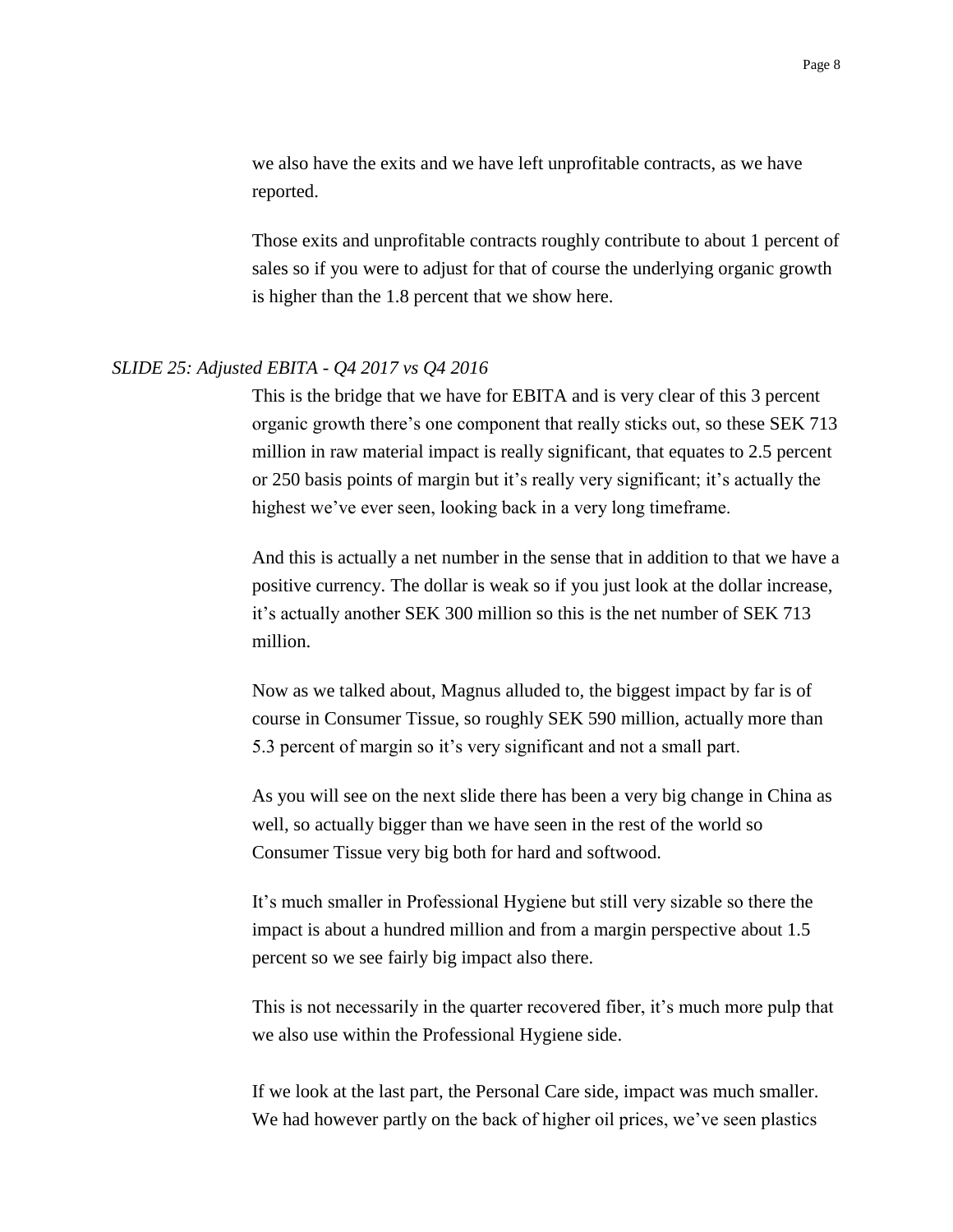we also have the exits and we have left unprofitable contracts, as we have reported.

Those exits and unprofitable contracts roughly contribute to about 1 percent of sales so if you were to adjust for that of course the underlying organic growth is higher than the 1.8 percent that we show here.

*SLIDE 25: Adjusted EBITA - Q4 2017 vs Q4 2016*

This is the bridge that we have for EBITA and is very clear of this 3 percent organic growth there's one component that really sticks out, so these SEK 713 million in raw material impact is really significant, that equates to 2.5 percent or 250 basis points of margin but it's really very significant; it's actually the highest we've ever seen, looking back in a very long timeframe.

And this is actually a net number in the sense that in addition to that we have a positive currency. The dollar is weak so if you just look at the dollar increase, it's actually another SEK 300 million so this is the net number of SEK 713 million.

Now as we talked about, Magnus alluded to, the biggest impact by far is of course in Consumer Tissue, so roughly SEK 590 million, actually more than 5.3 percent of margin so it's very significant and not a small part.

As you will see on the next slide there has been a very big change in China as well, so actually bigger than we have seen in the rest of the world so Consumer Tissue very big both for hard and softwood.

It's much smaller in Professional Hygiene but still very sizable so there the impact is about a hundred million and from a margin perspective about 1.5 percent so we see fairly big impact also there.

This is not necessarily in the quarter recovered fiber, it's much more pulp that we also use within the Professional Hygiene side.

If we look at the last part, the Personal Care side, impact was much smaller. We had however partly on the back of higher oil prices, we've seen plastics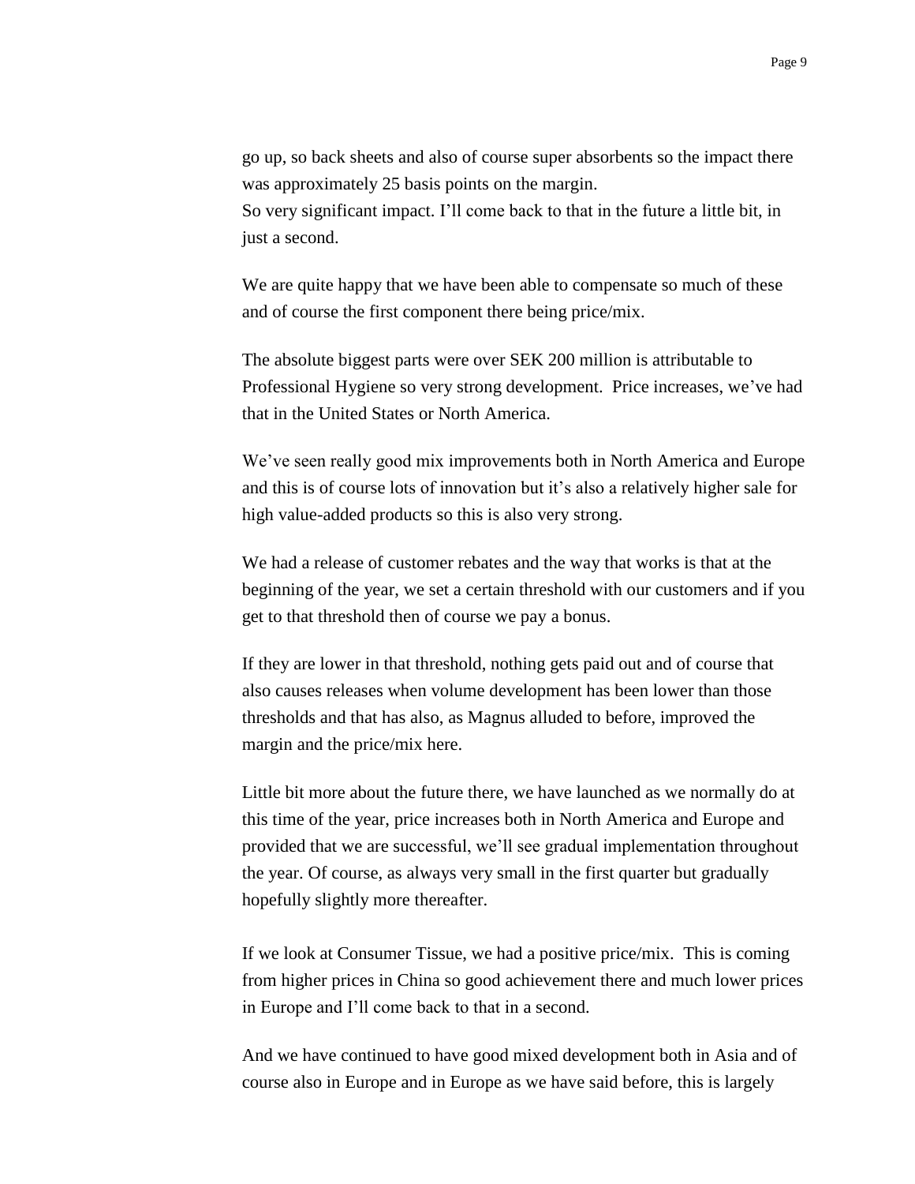go up, so back sheets and also of course super absorbents so the impact there was approximately 25 basis points on the margin.
So very significant impact. I'll come back to that in the future a little bit, in just a second.

We are quite happy that we have been able to compensate so much of these and of course the first component there being price/mix.

The absolute biggest parts were over SEK 200 million is attributable to Professional Hygiene so very strong development. Price increases, we've had that in the United States or North America.

We've seen really good mix improvements both in North America and Europe and this is of course lots of innovation but it's also a relatively higher sale for high value-added products so this is also very strong.

We had a release of customer rebates and the way that works is that at the beginning of the year, we set a certain threshold with our customers and if you get to that threshold then of course we pay a bonus.

If they are lower in that threshold, nothing gets paid out and of course that also causes releases when volume development has been lower than those thresholds and that has also, as Magnus alluded to before, improved the margin and the price/mix here.

Little bit more about the future there, we have launched as we normally do at this time of the year, price increases both in North America and Europe and provided that we are successful, we'll see gradual implementation throughout the year. Of course, as always very small in the first quarter but gradually hopefully slightly more thereafter.

If we look at Consumer Tissue, we had a positive price/mix. This is coming from higher prices in China so good achievement there and much lower prices in Europe and I'll come back to that in a second.

And we have continued to have good mixed development both in Asia and of course also in Europe and in Europe as we have said before, this is largely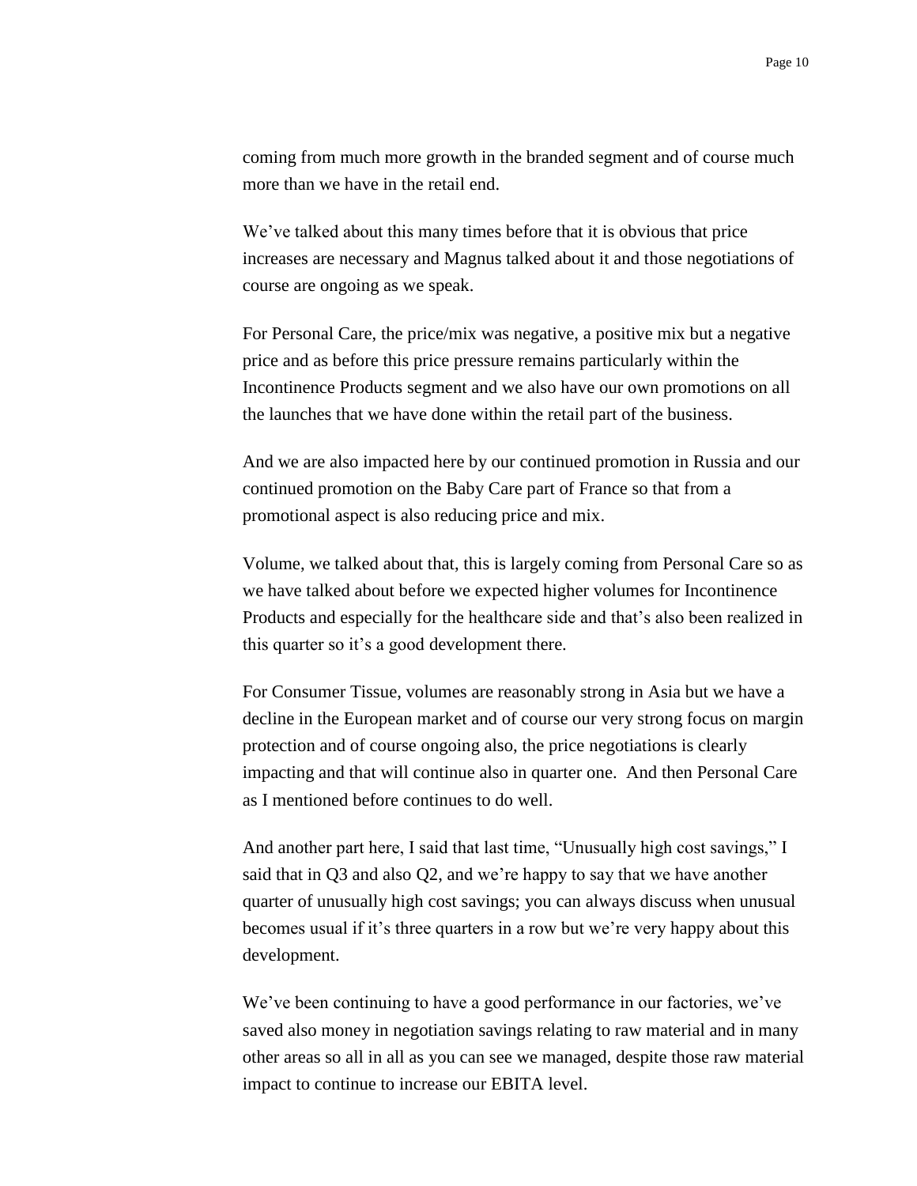coming from much more growth in the branded segment and of course much more than we have in the retail end.

We've talked about this many times before that it is obvious that price increases are necessary and Magnus talked about it and those negotiations of course are ongoing as we speak.

For Personal Care, the price/mix was negative, a positive mix but a negative price and as before this price pressure remains particularly within the Incontinence Products segment and we also have our own promotions on all the launches that we have done within the retail part of the business.

And we are also impacted here by our continued promotion in Russia and our continued promotion on the Baby Care part of France so that from a promotional aspect is also reducing price and mix.

Volume, we talked about that, this is largely coming from Personal Care so as we have talked about before we expected higher volumes for Incontinence Products and especially for the healthcare side and that's also been realized in this quarter so it's a good development there.

For Consumer Tissue, volumes are reasonably strong in Asia but we have a decline in the European market and of course our very strong focus on margin protection and of course ongoing also, the price negotiations is clearly impacting and that will continue also in quarter one. And then Personal Care as I mentioned before continues to do well.

And another part here, I said that last time, "Unusually high cost savings," I said that in Q3 and also Q2, and we're happy to say that we have another quarter of unusually high cost savings; you can always discuss when unusual becomes usual if it's three quarters in a row but we're very happy about this development.

We've been continuing to have a good performance in our factories, we've saved also money in negotiation savings relating to raw material and in many other areas so all in all as you can see we managed, despite those raw material impact to continue to increase our EBITA level.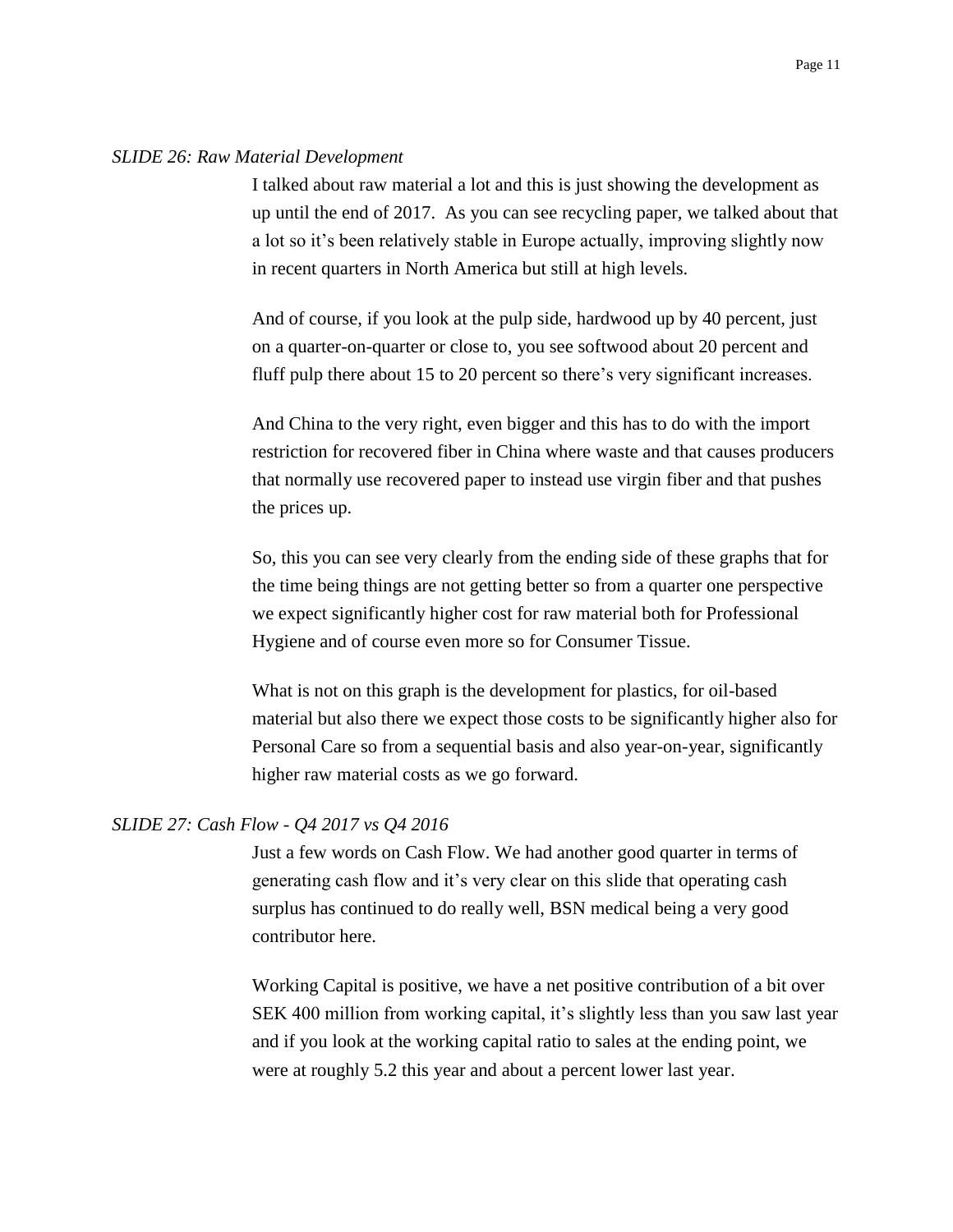*SLIDE 26: Raw Material Development*

I talked about raw material a lot and this is just showing the development as up until the end of 2017. As you can see recycling paper, we talked about that a lot so it's been relatively stable in Europe actually, improving slightly now in recent quarters in North America but still at high levels.

And of course, if you look at the pulp side, hardwood up by 40 percent, just on a quarter-on-quarter or close to, you see softwood about 20 percent and fluff pulp there about 15 to 20 percent so there's very significant increases.

And China to the very right, even bigger and this has to do with the import restriction for recovered fiber in China where waste and that causes producers that normally use recovered paper to instead use virgin fiber and that pushes the prices up.

So, this you can see very clearly from the ending side of these graphs that for the time being things are not getting better so from a quarter one perspective we expect significantly higher cost for raw material both for Professional Hygiene and of course even more so for Consumer Tissue.

What is not on this graph is the development for plastics, for oil-based material but also there we expect those costs to be significantly higher also for Personal Care so from a sequential basis and also year-on-year, significantly higher raw material costs as we go forward.

*SLIDE 27: Cash Flow - Q4 2017 vs Q4 2016*

Just a few words on Cash Flow. We had another good quarter in terms of generating cash flow and it's very clear on this slide that operating cash surplus has continued to do really well, BSN medical being a very good contributor here.

Working Capital is positive, we have a net positive contribution of a bit over SEK 400 million from working capital, it's slightly less than you saw last year and if you look at the working capital ratio to sales at the ending point, we were at roughly 5.2 this year and about a percent lower last year.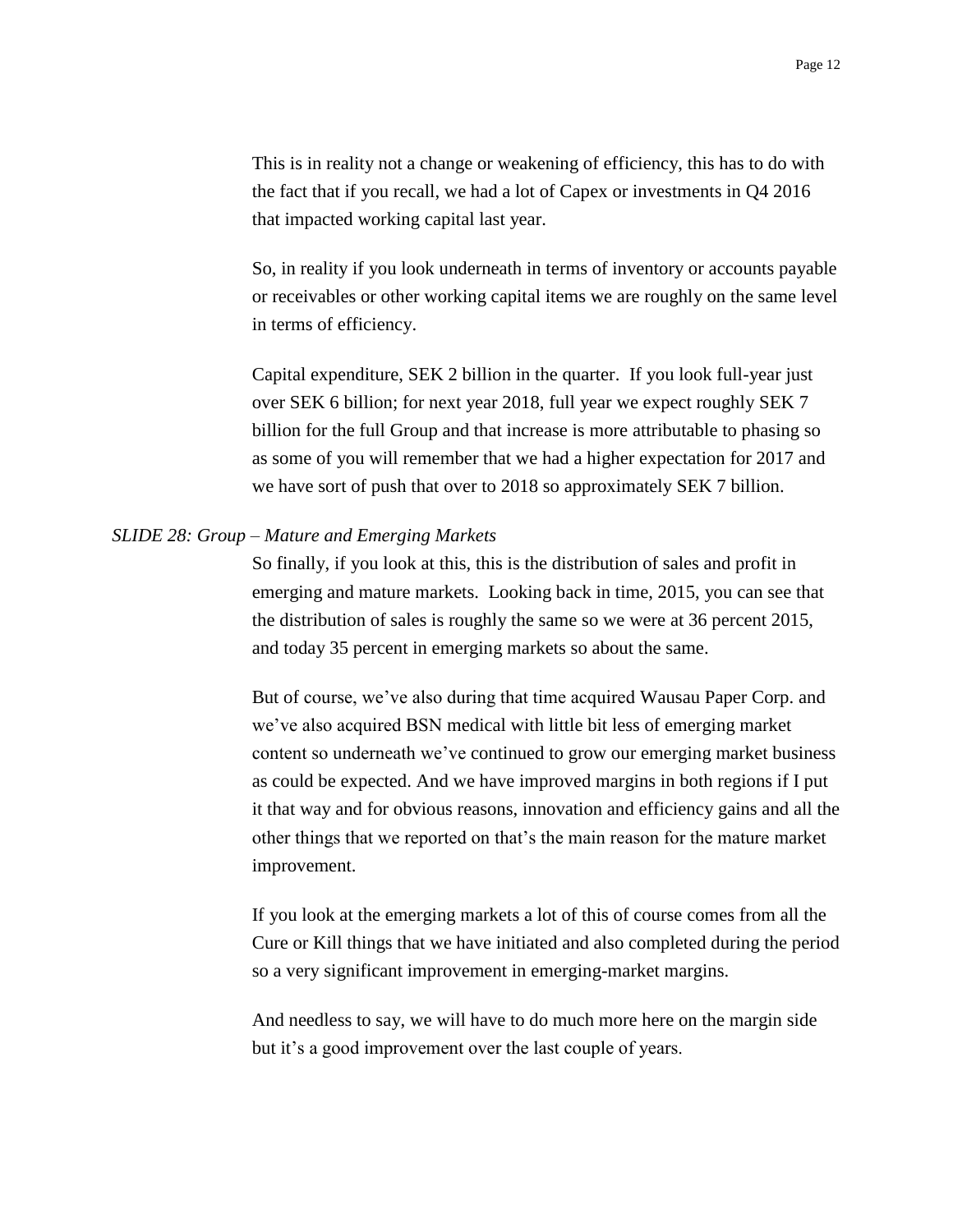This is in reality not a change or weakening of efficiency, this has to do with the fact that if you recall, we had a lot of Capex or investments in Q4 2016 that impacted working capital last year.

So, in reality if you look underneath in terms of inventory or accounts payable or receivables or other working capital items we are roughly on the same level in terms of efficiency.

Capital expenditure, SEK 2 billion in the quarter. If you look full-year just over SEK 6 billion; for next year 2018, full year we expect roughly SEK 7 billion for the full Group and that increase is more attributable to phasing so as some of you will remember that we had a higher expectation for 2017 and we have sort of push that over to 2018 so approximately SEK 7 billion.

*SLIDE 28: Group – Mature and Emerging Markets*

So finally, if you look at this, this is the distribution of sales and profit in emerging and mature markets. Looking back in time, 2015, you can see that the distribution of sales is roughly the same so we were at 36 percent 2015, and today 35 percent in emerging markets so about the same.

But of course, we've also during that time acquired Wausau Paper Corp. and we've also acquired BSN medical with little bit less of emerging market content so underneath we've continued to grow our emerging market business as could be expected. And we have improved margins in both regions if I put it that way and for obvious reasons, innovation and efficiency gains and all the other things that we reported on that's the main reason for the mature market improvement.

If you look at the emerging markets a lot of this of course comes from all the Cure or Kill things that we have initiated and also completed during the period so a very significant improvement in emerging-market margins.

And needless to say, we will have to do much more here on the margin side but it's a good improvement over the last couple of years.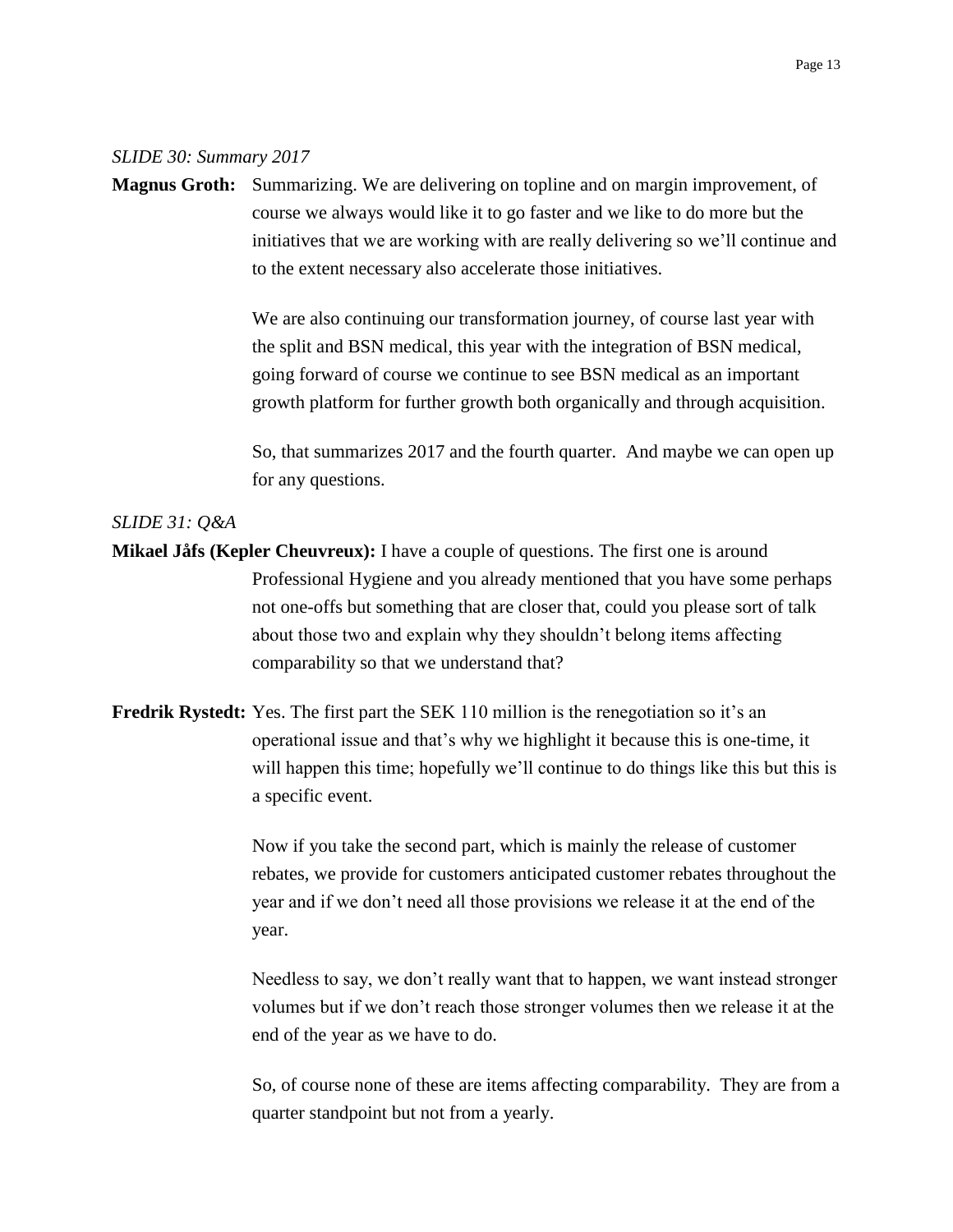*SLIDE 30: Summary 2017*

**Magnus Groth:** Summarizing. We are delivering on topline and on margin improvement, of course we always would like it to go faster and we like to do more but the initiatives that we are working with are really delivering so we'll continue and to the extent necessary also accelerate those initiatives.

We are also continuing our transformation journey, of course last year with the split and BSN medical, this year with the integration of BSN medical, going forward of course we continue to see BSN medical as an important growth platform for further growth both organically and through acquisition.

So, that summarizes 2017 and the fourth quarter. And maybe we can open up for any questions.

*SLIDE 31: Q&A*

**Mikael Jåfs (Kepler Cheuvreux):** I have a couple of questions. The first one is around Professional Hygiene and you already mentioned that you have some perhaps not one-offs but something that are closer that, could you please sort of talk about those two and explain why they shouldn't belong items affecting comparability so that we understand that?

**Fredrik Rystedt:** Yes. The first part the SEK 110 million is the renegotiation so it's an operational issue and that's why we highlight it because this is one-time, it will happen this time; hopefully we'll continue to do things like this but this is a specific event.

Now if you take the second part, which is mainly the release of customer rebates, we provide for customers anticipated customer rebates throughout the year and if we don't need all those provisions we release it at the end of the year.

Needless to say, we don't really want that to happen, we want instead stronger volumes but if we don't reach those stronger volumes then we release it at the end of the year as we have to do.

So, of course none of these are items affecting comparability. They are from a quarter standpoint but not from a yearly.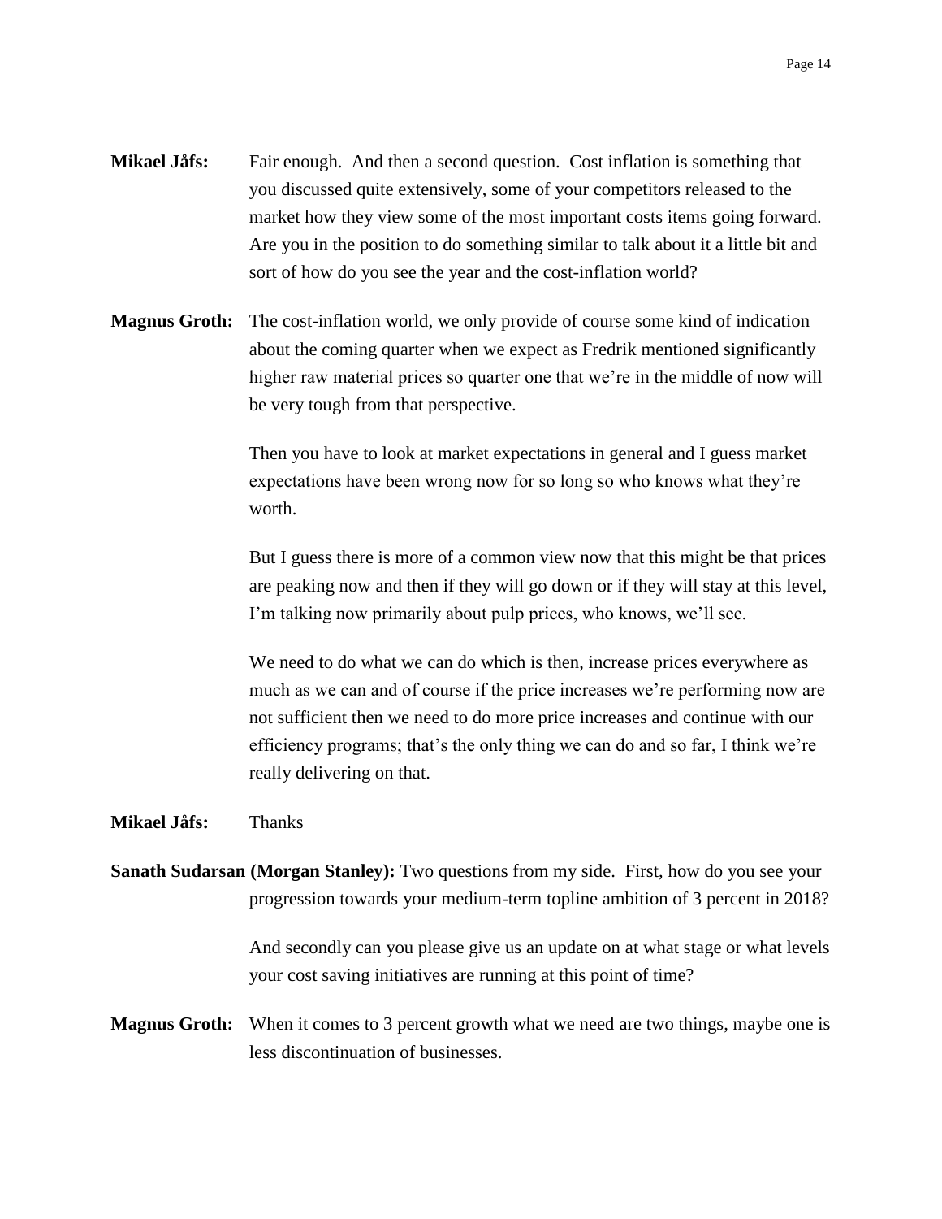**Mikael Jåfs:** Fair enough. And then a second question. Cost inflation is something that you discussed quite extensively, some of your competitors released to the market how they view some of the most important costs items going forward. Are you in the position to do something similar to talk about it a little bit and sort of how do you see the year and the cost-inflation world?

**Magnus Groth:** The cost-inflation world, we only provide of course some kind of indication about the coming quarter when we expect as Fredrik mentioned significantly higher raw material prices so quarter one that we're in the middle of now will be very tough from that perspective.

Then you have to look at market expectations in general and I guess market expectations have been wrong now for so long so who knows what they're worth.

But I guess there is more of a common view now that this might be that prices are peaking now and then if they will go down or if they will stay at this level, I'm talking now primarily about pulp prices, who knows, we'll see.

We need to do what we can do which is then, increase prices everywhere as much as we can and of course if the price increases we're performing now are not sufficient then we need to do more price increases and continue with our efficiency programs; that's the only thing we can do and so far, I think we're really delivering on that.

**Mikael Jåfs:** Thanks

**Sanath Sudarsan (Morgan Stanley):** Two questions from my side. First, how do you see your progression towards your medium-term topline ambition of 3 percent in 2018?

And secondly can you please give us an update on at what stage or what levels your cost saving initiatives are running at this point of time?

**Magnus Groth:** When it comes to 3 percent growth what we need are two things, maybe one is less discontinuation of businesses.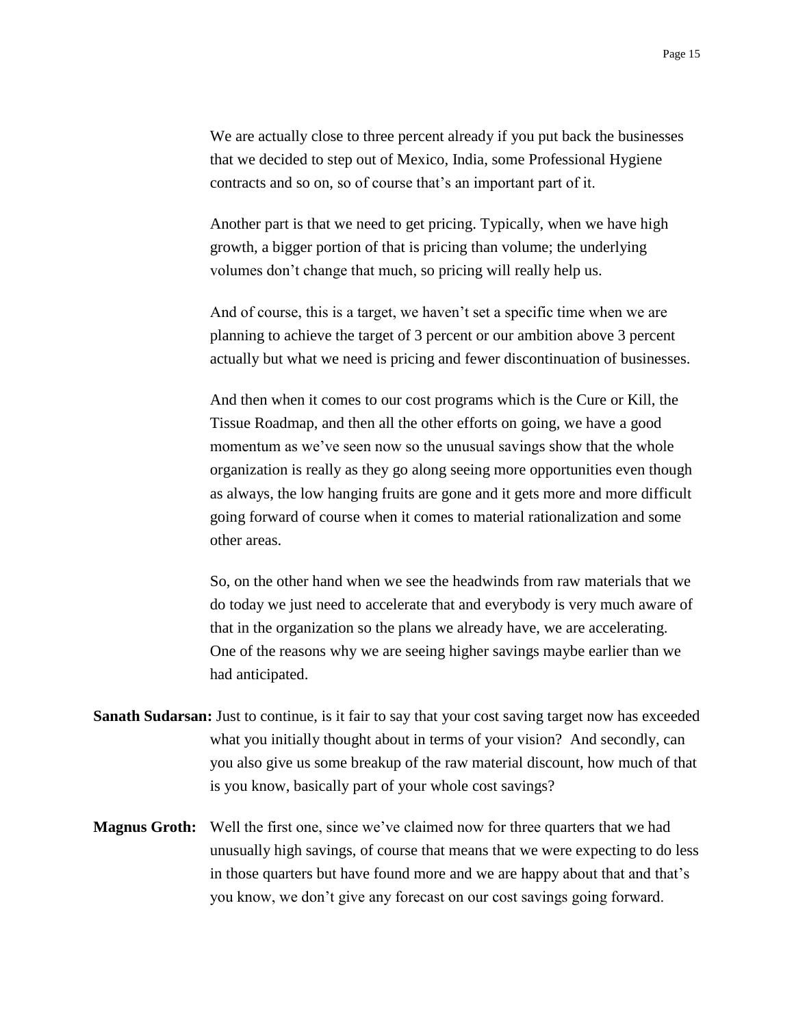We are actually close to three percent already if you put back the businesses that we decided to step out of Mexico, India, some Professional Hygiene contracts and so on, so of course that's an important part of it.

Another part is that we need to get pricing. Typically, when we have high growth, a bigger portion of that is pricing than volume; the underlying volumes don't change that much, so pricing will really help us.

And of course, this is a target, we haven't set a specific time when we are planning to achieve the target of 3 percent or our ambition above 3 percent actually but what we need is pricing and fewer discontinuation of businesses.

And then when it comes to our cost programs which is the Cure or Kill, the Tissue Roadmap, and then all the other efforts on going, we have a good momentum as we've seen now so the unusual savings show that the whole organization is really as they go along seeing more opportunities even though as always, the low hanging fruits are gone and it gets more and more difficult going forward of course when it comes to material rationalization and some other areas.

So, on the other hand when we see the headwinds from raw materials that we do today we just need to accelerate that and everybody is very much aware of that in the organization so the plans we already have, we are accelerating. One of the reasons why we are seeing higher savings maybe earlier than we had anticipated.

**Sanath Sudarsan:** Just to continue, is it fair to say that your cost saving target now has exceeded what you initially thought about in terms of your vision? And secondly, can you also give us some breakup of the raw material discount, how much of that is you know, basically part of your whole cost savings?

**Magnus Groth:** Well the first one, since we've claimed now for three quarters that we had unusually high savings, of course that means that we were expecting to do less in those quarters but have found more and we are happy about that and that's you know, we don't give any forecast on our cost savings going forward.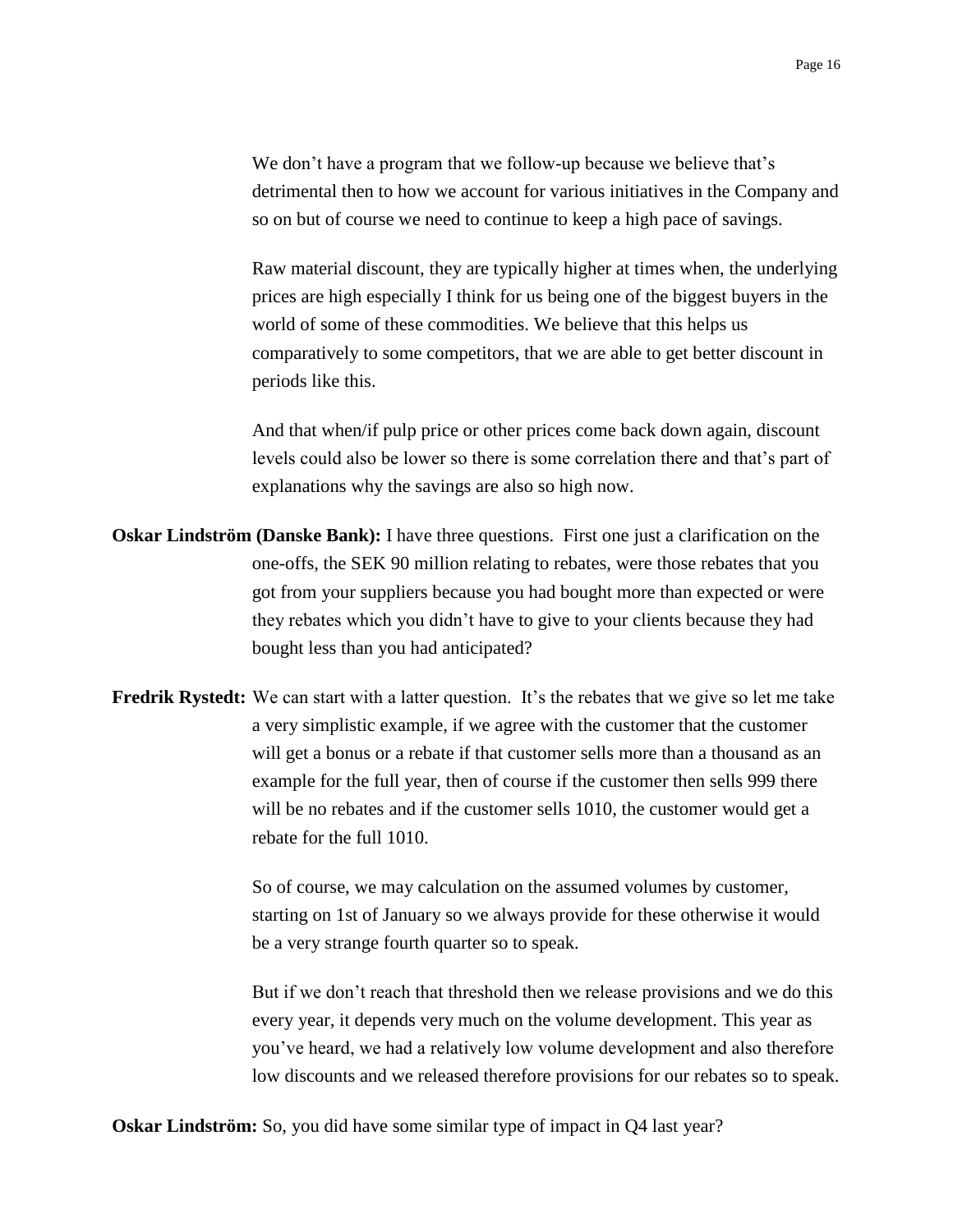We don't have a program that we follow-up because we believe that's detrimental then to how we account for various initiatives in the Company and so on but of course we need to continue to keep a high pace of savings.

Raw material discount, they are typically higher at times when, the underlying prices are high especially I think for us being one of the biggest buyers in the world of some of these commodities. We believe that this helps us comparatively to some competitors, that we are able to get better discount in periods like this.

And that when/if pulp price or other prices come back down again, discount levels could also be lower so there is some correlation there and that's part of explanations why the savings are also so high now.

**Oskar Lindström (Danske Bank):** I have three questions. First one just a clarification on the one-offs, the SEK 90 million relating to rebates, were those rebates that you got from your suppliers because you had bought more than expected or were they rebates which you didn't have to give to your clients because they had bought less than you had anticipated?

**Fredrik Rystedt:** We can start with a latter question. It's the rebates that we give so let me take a very simplistic example, if we agree with the customer that the customer will get a bonus or a rebate if that customer sells more than a thousand as an example for the full year, then of course if the customer then sells 999 there will be no rebates and if the customer sells 1010, the customer would get a rebate for the full 1010.

So of course, we may calculation on the assumed volumes by customer, starting on 1st of January so we always provide for these otherwise it would be a very strange fourth quarter so to speak.

But if we don't reach that threshold then we release provisions and we do this every year, it depends very much on the volume development. This year as you've heard, we had a relatively low volume development and also therefore low discounts and we released therefore provisions for our rebates so to speak.

**Oskar Lindström:** So, you did have some similar type of impact in Q4 last year?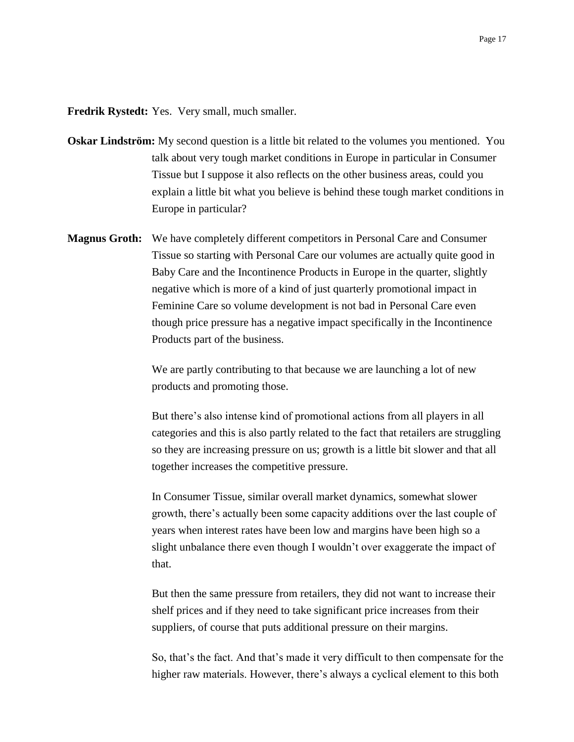**Fredrik Rystedt:** Yes. Very small, much smaller.

**Oskar Lindström:** My second question is a little bit related to the volumes you mentioned. You talk about very tough market conditions in Europe in particular in Consumer Tissue but I suppose it also reflects on the other business areas, could you explain a little bit what you believe is behind these tough market conditions in Europe in particular?

**Magnus Groth:** We have completely different competitors in Personal Care and Consumer Tissue so starting with Personal Care our volumes are actually quite good in Baby Care and the Incontinence Products in Europe in the quarter, slightly negative which is more of a kind of just quarterly promotional impact in Feminine Care so volume development is not bad in Personal Care even though price pressure has a negative impact specifically in the Incontinence Products part of the business.

We are partly contributing to that because we are launching a lot of new products and promoting those.

But there's also intense kind of promotional actions from all players in all categories and this is also partly related to the fact that retailers are struggling so they are increasing pressure on us; growth is a little bit slower and that all together increases the competitive pressure.

In Consumer Tissue, similar overall market dynamics, somewhat slower growth, there's actually been some capacity additions over the last couple of years when interest rates have been low and margins have been high so a slight unbalance there even though I wouldn't over exaggerate the impact of that.

But then the same pressure from retailers, they did not want to increase their shelf prices and if they need to take significant price increases from their suppliers, of course that puts additional pressure on their margins.

So, that's the fact. And that's made it very difficult to then compensate for the higher raw materials. However, there's always a cyclical element to this both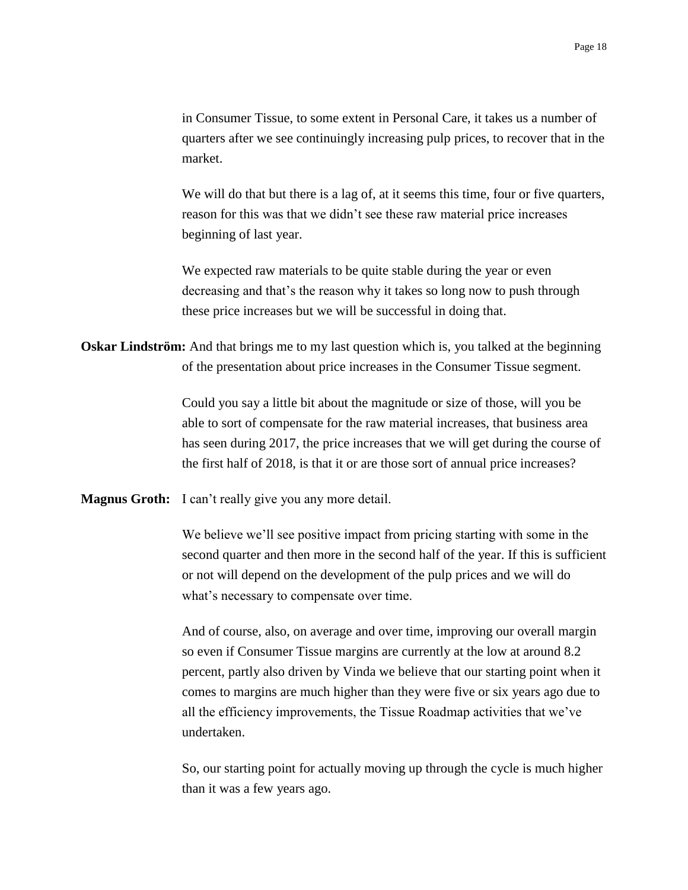in Consumer Tissue, to some extent in Personal Care, it takes us a number of quarters after we see continuingly increasing pulp prices, to recover that in the market.

We will do that but there is a lag of, at it seems this time, four or five quarters, reason for this was that we didn't see these raw material price increases beginning of last year.

We expected raw materials to be quite stable during the year or even decreasing and that's the reason why it takes so long now to push through these price increases but we will be successful in doing that.

**Oskar Lindström:** And that brings me to my last question which is, you talked at the beginning of the presentation about price increases in the Consumer Tissue segment.

Could you say a little bit about the magnitude or size of those, will you be able to sort of compensate for the raw material increases, that business area has seen during 2017, the price increases that we will get during the course of the first half of 2018, is that it or are those sort of annual price increases?

**Magnus Groth:** I can't really give you any more detail.

We believe we'll see positive impact from pricing starting with some in the second quarter and then more in the second half of the year. If this is sufficient or not will depend on the development of the pulp prices and we will do what's necessary to compensate over time.

And of course, also, on average and over time, improving our overall margin so even if Consumer Tissue margins are currently at the low at around 8.2 percent, partly also driven by Vinda we believe that our starting point when it comes to margins are much higher than they were five or six years ago due to all the efficiency improvements, the Tissue Roadmap activities that we've undertaken.

So, our starting point for actually moving up through the cycle is much higher than it was a few years ago.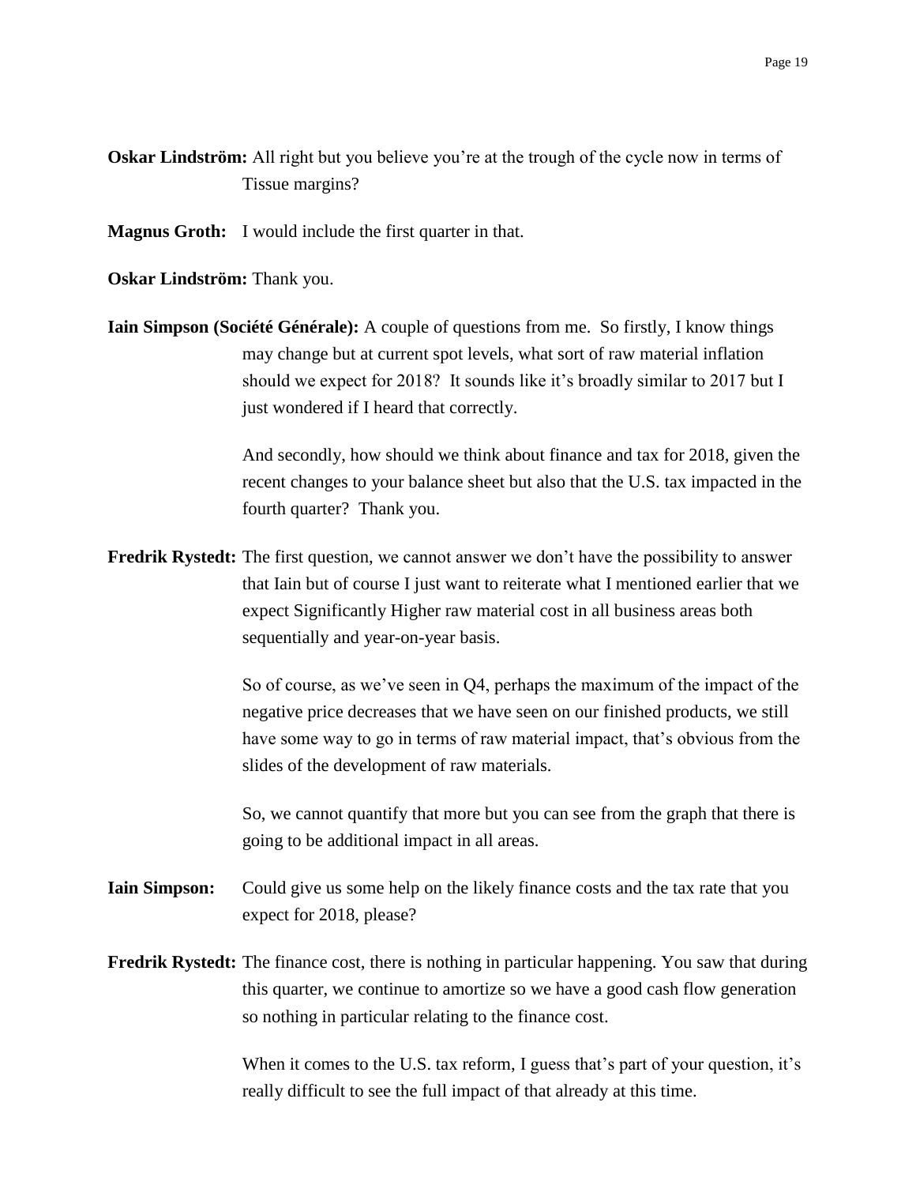**Oskar Lindström:** All right but you believe you're at the trough of the cycle now in terms of Tissue margins?

**Magnus Groth:** I would include the first quarter in that.

**Oskar Lindström:** Thank you.

**Iain Simpson (Société Générale):** A couple of questions from me. So firstly, I know things may change but at current spot levels, what sort of raw material inflation should we expect for 2018? It sounds like it's broadly similar to 2017 but I just wondered if I heard that correctly.

And secondly, how should we think about finance and tax for 2018, given the recent changes to your balance sheet but also that the U.S. tax impacted in the fourth quarter? Thank you.

**Fredrik Rystedt:** The first question, we cannot answer we don't have the possibility to answer that Iain but of course I just want to reiterate what I mentioned earlier that we expect Significantly Higher raw material cost in all business areas both sequentially and year-on-year basis.

So of course, as we've seen in Q4, perhaps the maximum of the impact of the negative price decreases that we have seen on our finished products, we still have some way to go in terms of raw material impact, that's obvious from the slides of the development of raw materials.

So, we cannot quantify that more but you can see from the graph that there is going to be additional impact in all areas.

**Iain Simpson:** Could give us some help on the likely finance costs and the tax rate that you expect for 2018, please?

**Fredrik Rystedt:** The finance cost, there is nothing in particular happening. You saw that during this quarter, we continue to amortize so we have a good cash flow generation so nothing in particular relating to the finance cost.

When it comes to the U.S. tax reform, I guess that's part of your question, it's really difficult to see the full impact of that already at this time.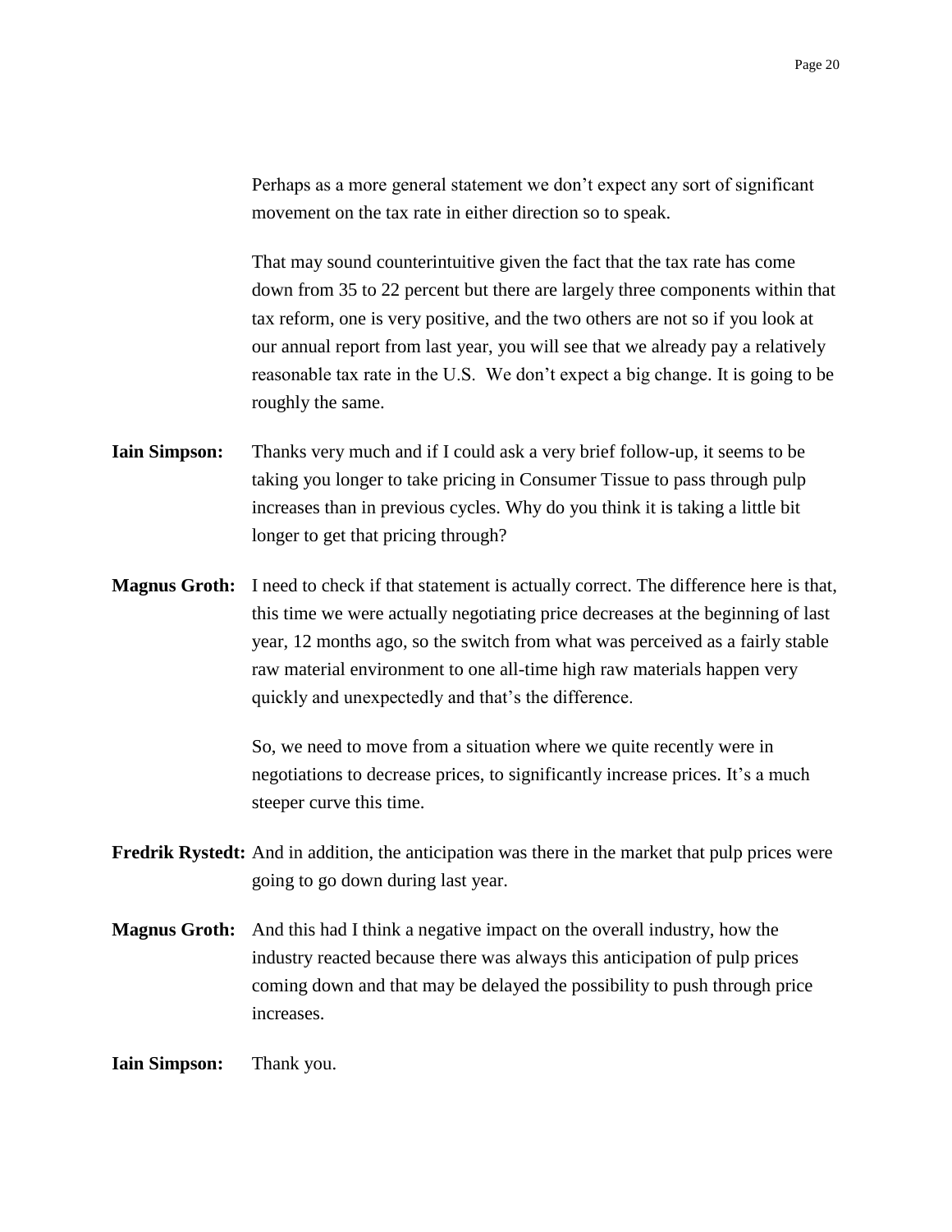Perhaps as a more general statement we don't expect any sort of significant movement on the tax rate in either direction so to speak.

That may sound counterintuitive given the fact that the tax rate has come down from 35 to 22 percent but there are largely three components within that tax reform, one is very positive, and the two others are not so if you look at our annual report from last year, you will see that we already pay a relatively reasonable tax rate in the U.S. We don't expect a big change. It is going to be roughly the same.

**Iain Simpson:** Thanks very much and if I could ask a very brief follow-up, it seems to be taking you longer to take pricing in Consumer Tissue to pass through pulp increases than in previous cycles. Why do you think it is taking a little bit longer to get that pricing through?

**Magnus Groth:** I need to check if that statement is actually correct. The difference here is that, this time we were actually negotiating price decreases at the beginning of last year, 12 months ago, so the switch from what was perceived as a fairly stable raw material environment to one all-time high raw materials happen very quickly and unexpectedly and that's the difference.

So, we need to move from a situation where we quite recently were in negotiations to decrease prices, to significantly increase prices. It's a much steeper curve this time.

**Fredrik Rystedt:** And in addition, the anticipation was there in the market that pulp prices were going to go down during last year.

**Magnus Groth:** And this had I think a negative impact on the overall industry, how the industry reacted because there was always this anticipation of pulp prices coming down and that may be delayed the possibility to push through price increases.

**Iain Simpson:** Thank you.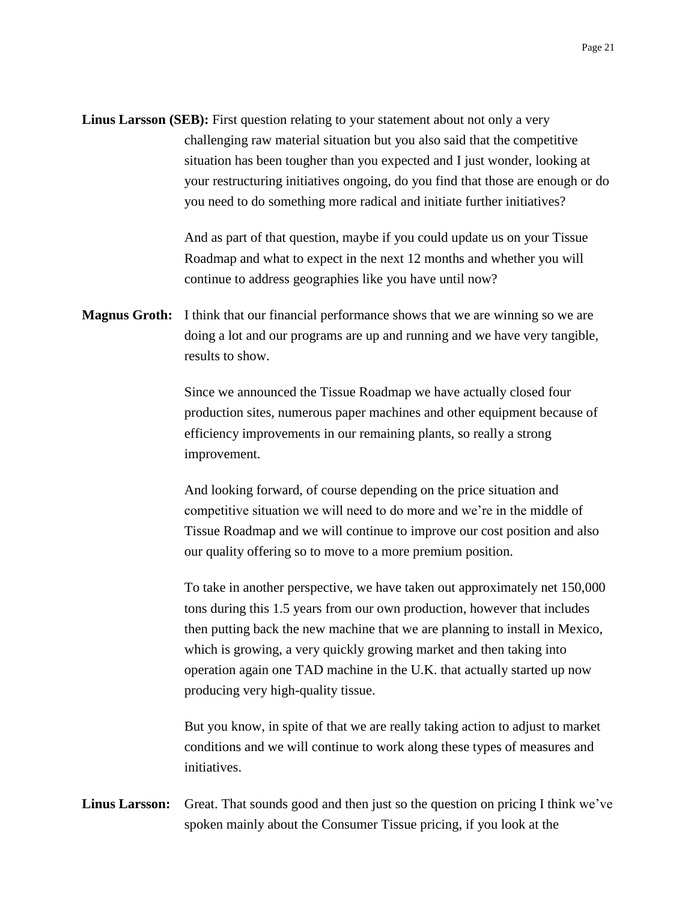**Linus Larsson (SEB):** First question relating to your statement about not only a very challenging raw material situation but you also said that the competitive situation has been tougher than you expected and I just wonder, looking at your restructuring initiatives ongoing, do you find that those are enough or do you need to do something more radical and initiate further initiatives?

And as part of that question, maybe if you could update us on your Tissue Roadmap and what to expect in the next 12 months and whether you will continue to address geographies like you have until now?

**Magnus Groth:** I think that our financial performance shows that we are winning so we are doing a lot and our programs are up and running and we have very tangible, results to show.

Since we announced the Tissue Roadmap we have actually closed four production sites, numerous paper machines and other equipment because of efficiency improvements in our remaining plants, so really a strong improvement.

And looking forward, of course depending on the price situation and competitive situation we will need to do more and we're in the middle of Tissue Roadmap and we will continue to improve our cost position and also our quality offering so to move to a more premium position.

To take in another perspective, we have taken out approximately net 150,000 tons during this 1.5 years from our own production, however that includes then putting back the new machine that we are planning to install in Mexico, which is growing, a very quickly growing market and then taking into operation again one TAD machine in the U.K. that actually started up now producing very high-quality tissue.

But you know, in spite of that we are really taking action to adjust to market conditions and we will continue to work along these types of measures and initiatives.

**Linus Larsson:** Great. That sounds good and then just so the question on pricing I think we've spoken mainly about the Consumer Tissue pricing, if you look at the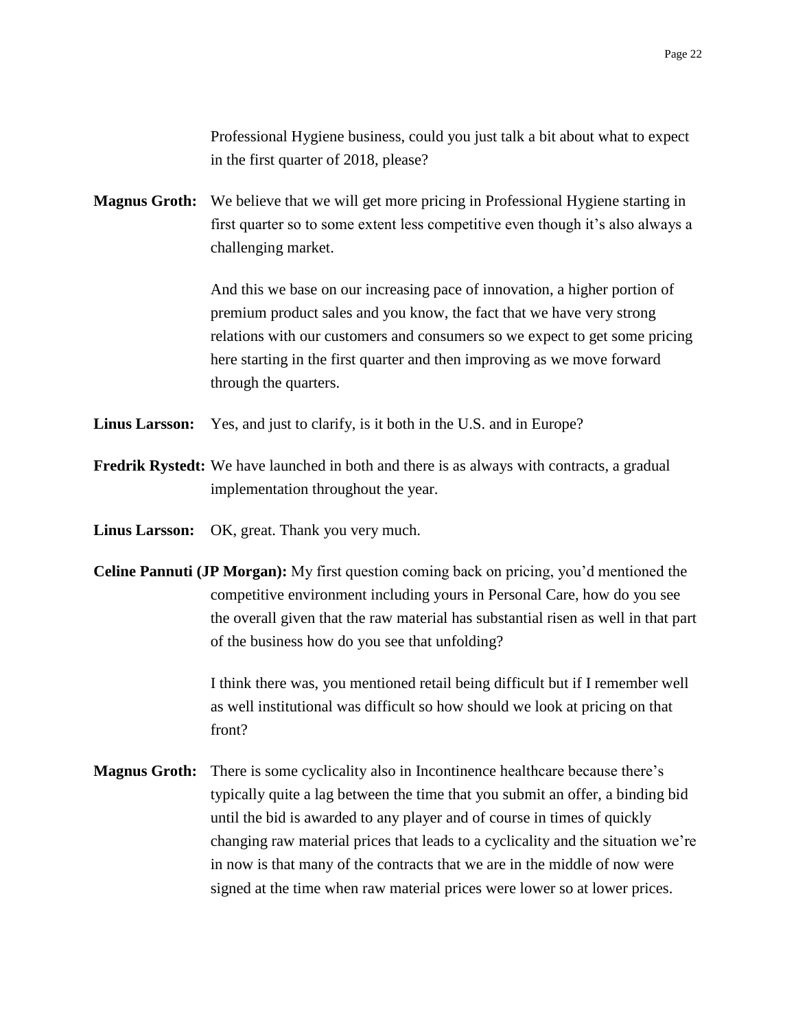Professional Hygiene business, could you just talk a bit about what to expect in the first quarter of 2018, please?

**Magnus Groth:** We believe that we will get more pricing in Professional Hygiene starting in first quarter so to some extent less competitive even though it's also always a challenging market.

And this we base on our increasing pace of innovation, a higher portion of premium product sales and you know, the fact that we have very strong relations with our customers and consumers so we expect to get some pricing here starting in the first quarter and then improving as we move forward through the quarters.

**Linus Larsson:** Yes, and just to clarify, is it both in the U.S. and in Europe?

**Fredrik Rystedt:** We have launched in both and there is as always with contracts, a gradual implementation throughout the year.

**Linus Larsson:** OK, great. Thank you very much.

**Celine Pannuti (JP Morgan):** My first question coming back on pricing, you'd mentioned the competitive environment including yours in Personal Care, how do you see the overall given that the raw material has substantial risen as well in that part of the business how do you see that unfolding?

I think there was, you mentioned retail being difficult but if I remember well as well institutional was difficult so how should we look at pricing on that front?

**Magnus Groth:** There is some cyclicality also in Incontinence healthcare because there's typically quite a lag between the time that you submit an offer, a binding bid until the bid is awarded to any player and of course in times of quickly changing raw material prices that leads to a cyclicality and the situation we're in now is that many of the contracts that we are in the middle of now were signed at the time when raw material prices were lower so at lower prices.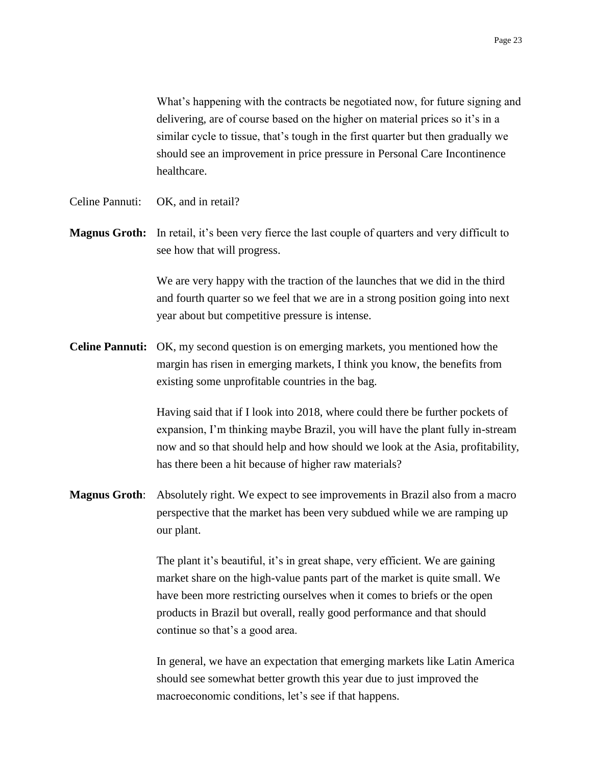What's happening with the contracts be negotiated now, for future signing and delivering, are of course based on the higher on material prices so it's in a similar cycle to tissue, that's tough in the first quarter but then gradually we should see an improvement in price pressure in Personal Care Incontinence healthcare.

Celine Pannuti: OK, and in retail?

**Magnus Groth:** In retail, it's been very fierce the last couple of quarters and very difficult to see how that will progress.

We are very happy with the traction of the launches that we did in the third and fourth quarter so we feel that we are in a strong position going into next year about but competitive pressure is intense.

**Celine Pannuti:** OK, my second question is on emerging markets, you mentioned how the margin has risen in emerging markets, I think you know, the benefits from existing some unprofitable countries in the bag.

Having said that if I look into 2018, where could there be further pockets of expansion, I'm thinking maybe Brazil, you will have the plant fully in-stream now and so that should help and how should we look at the Asia, profitability, has there been a hit because of higher raw materials?

**Magnus Groth**: Absolutely right. We expect to see improvements in Brazil also from a macro perspective that the market has been very subdued while we are ramping up our plant.

The plant it's beautiful, it's in great shape, very efficient. We are gaining market share on the high-value pants part of the market is quite small. We have been more restricting ourselves when it comes to briefs or the open products in Brazil but overall, really good performance and that should continue so that's a good area.

In general, we have an expectation that emerging markets like Latin America should see somewhat better growth this year due to just improved the macroeconomic conditions, let's see if that happens.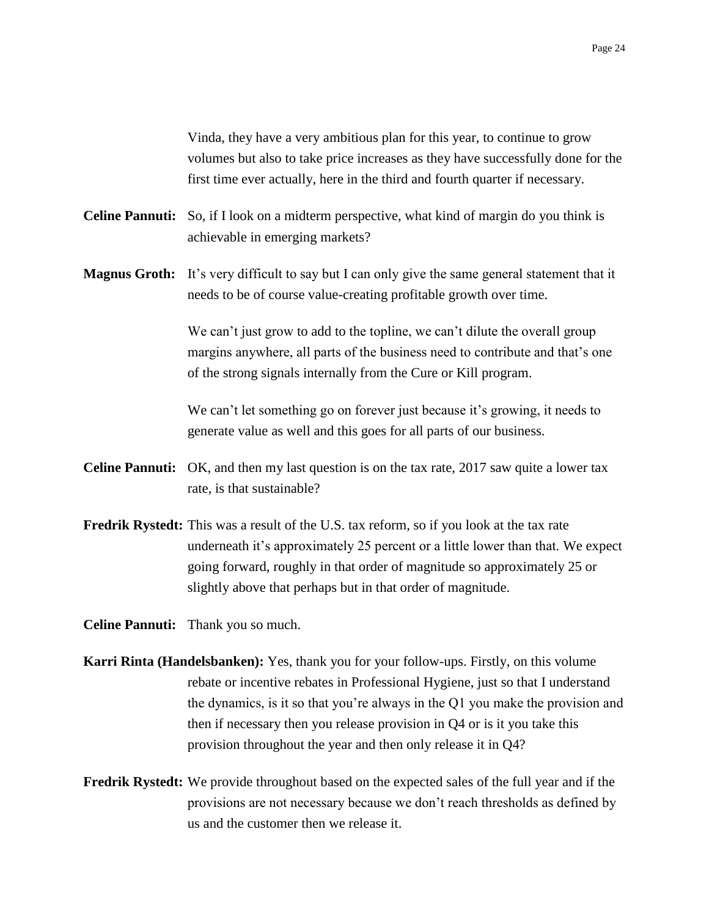Vinda, they have a very ambitious plan for this year, to continue to grow volumes but also to take price increases as they have successfully done for the first time ever actually, here in the third and fourth quarter if necessary.

**Celine Pannuti:** So, if I look on a midterm perspective, what kind of margin do you think is achievable in emerging markets?

**Magnus Groth:** It's very difficult to say but I can only give the same general statement that it needs to be of course value-creating profitable growth over time.

We can't just grow to add to the topline, we can't dilute the overall group margins anywhere, all parts of the business need to contribute and that's one of the strong signals internally from the Cure or Kill program.

We can't let something go on forever just because it's growing, it needs to generate value as well and this goes for all parts of our business.

**Celine Pannuti:** OK, and then my last question is on the tax rate, 2017 saw quite a lower tax rate, is that sustainable?

**Fredrik Rystedt:** This was a result of the U.S. tax reform, so if you look at the tax rate underneath it's approximately 25 percent or a little lower than that. We expect going forward, roughly in that order of magnitude so approximately 25 or slightly above that perhaps but in that order of magnitude.

**Celine Pannuti:** Thank you so much.

**Karri Rinta (Handelsbanken):** Yes, thank you for your follow-ups. Firstly, on this volume rebate or incentive rebates in Professional Hygiene, just so that I understand the dynamics, is it so that you're always in the Q1 you make the provision and then if necessary then you release provision in Q4 or is it you take this provision throughout the year and then only release it in Q4?

**Fredrik Rystedt:** We provide throughout based on the expected sales of the full year and if the provisions are not necessary because we don't reach thresholds as defined by us and the customer then we release it.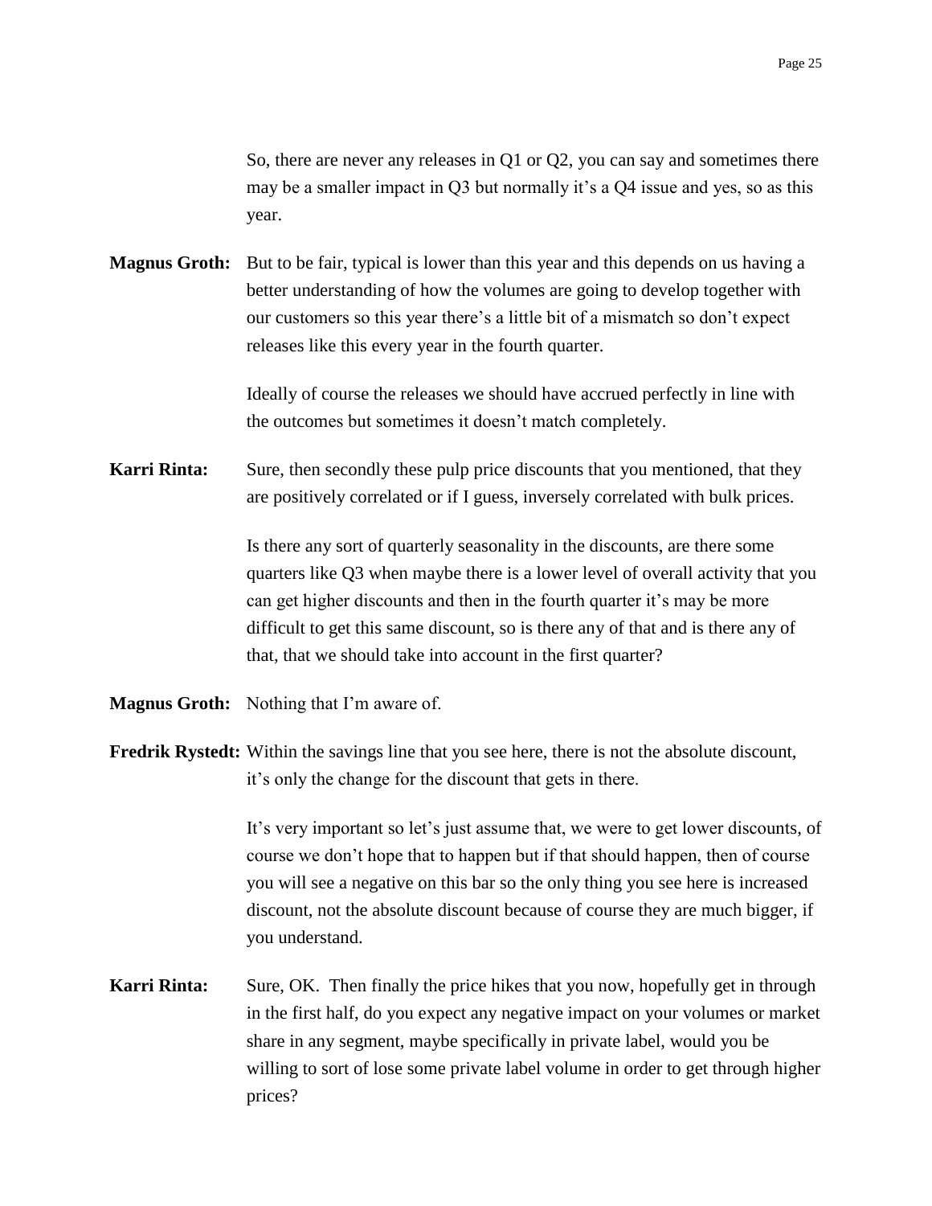So, there are never any releases in Q1 or Q2, you can say and sometimes there may be a smaller impact in Q3 but normally it's a Q4 issue and yes, so as this year.

**Magnus Groth:** But to be fair, typical is lower than this year and this depends on us having a better understanding of how the volumes are going to develop together with our customers so this year there's a little bit of a mismatch so don't expect releases like this every year in the fourth quarter.

Ideally of course the releases we should have accrued perfectly in line with the outcomes but sometimes it doesn't match completely.

**Karri Rinta:** Sure, then secondly these pulp price discounts that you mentioned, that they are positively correlated or if I guess, inversely correlated with bulk prices.

Is there any sort of quarterly seasonality in the discounts, are there some quarters like Q3 when maybe there is a lower level of overall activity that you can get higher discounts and then in the fourth quarter it's may be more difficult to get this same discount, so is there any of that and is there any of that, that we should take into account in the first quarter?

**Magnus Groth:** Nothing that I'm aware of.

**Fredrik Rystedt:** Within the savings line that you see here, there is not the absolute discount, it's only the change for the discount that gets in there.

It's very important so let's just assume that, we were to get lower discounts, of course we don't hope that to happen but if that should happen, then of course you will see a negative on this bar so the only thing you see here is increased discount, not the absolute discount because of course they are much bigger, if you understand.

**Karri Rinta:** Sure, OK. Then finally the price hikes that you now, hopefully get in through in the first half, do you expect any negative impact on your volumes or market share in any segment, maybe specifically in private label, would you be willing to sort of lose some private label volume in order to get through higher prices?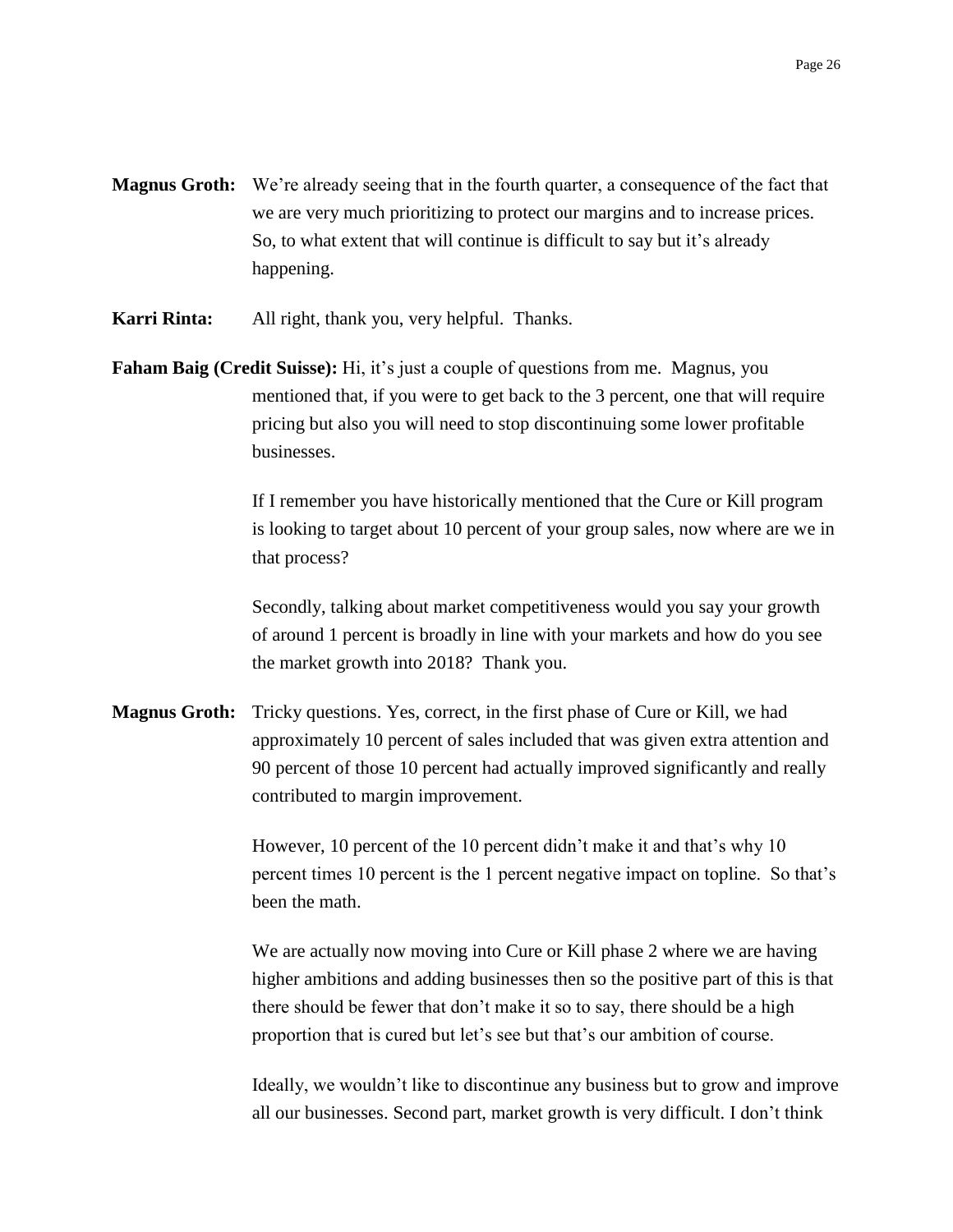**Magnus Groth:** We're already seeing that in the fourth quarter, a consequence of the fact that we are very much prioritizing to protect our margins and to increase prices. So, to what extent that will continue is difficult to say but it's already happening.

**Karri Rinta:** All right, thank you, very helpful. Thanks.

**Faham Baig (Credit Suisse):** Hi, it's just a couple of questions from me. Magnus, you mentioned that, if you were to get back to the 3 percent, one that will require pricing but also you will need to stop discontinuing some lower profitable businesses.

If I remember you have historically mentioned that the Cure or Kill program is looking to target about 10 percent of your group sales, now where are we in that process?

Secondly, talking about market competitiveness would you say your growth of around 1 percent is broadly in line with your markets and how do you see the market growth into 2018? Thank you.

**Magnus Groth:** Tricky questions. Yes, correct, in the first phase of Cure or Kill, we had approximately 10 percent of sales included that was given extra attention and 90 percent of those 10 percent had actually improved significantly and really contributed to margin improvement.

However, 10 percent of the 10 percent didn't make it and that's why 10 percent times 10 percent is the 1 percent negative impact on topline. So that's been the math.

We are actually now moving into Cure or Kill phase 2 where we are having higher ambitions and adding businesses then so the positive part of this is that there should be fewer that don't make it so to say, there should be a high proportion that is cured but let's see but that's our ambition of course.

Ideally, we wouldn't like to discontinue any business but to grow and improve all our businesses. Second part, market growth is very difficult. I don't think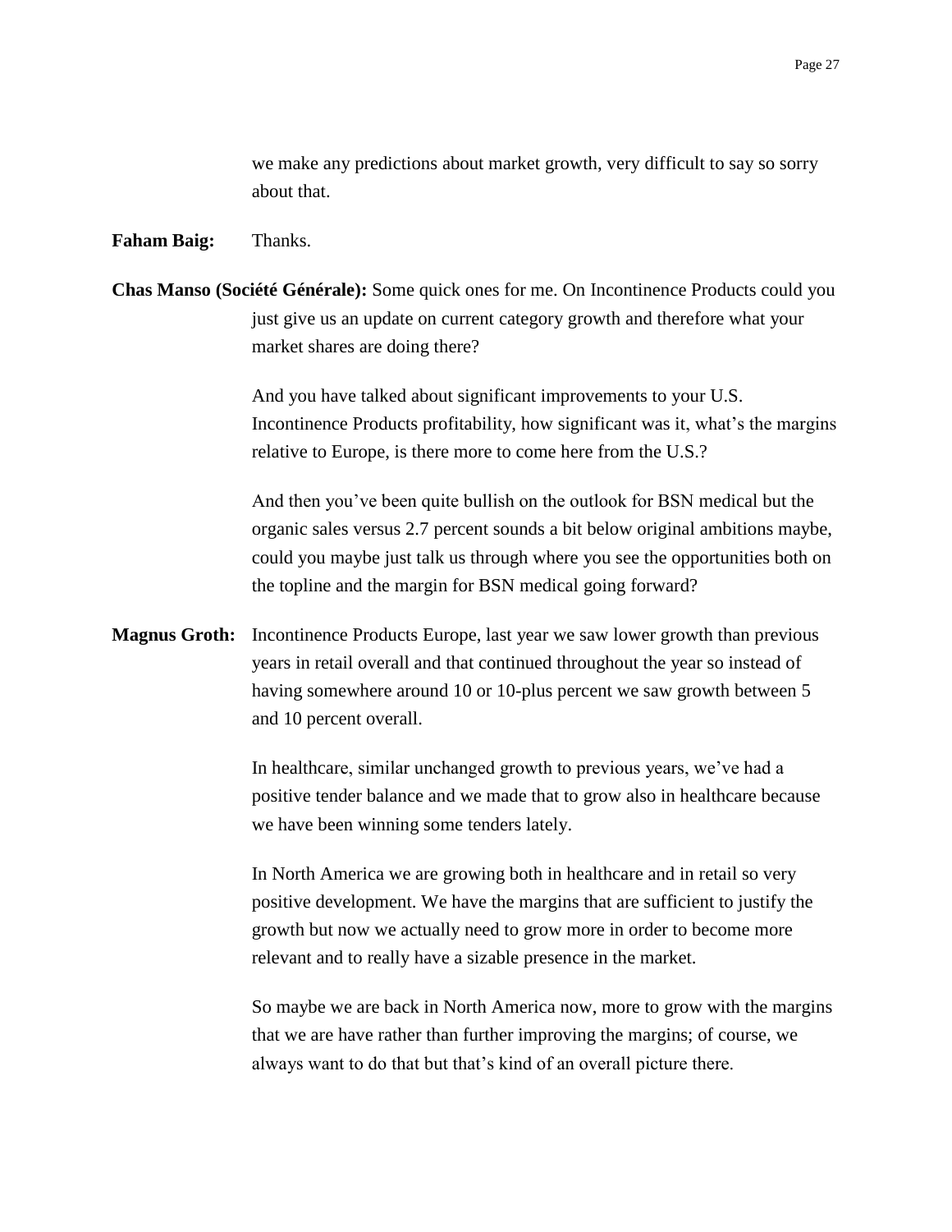we make any predictions about market growth, very difficult to say so sorry about that.

**Faham Baig:** Thanks.

**Chas Manso (Société Générale):** Some quick ones for me. On Incontinence Products could you just give us an update on current category growth and therefore what your market shares are doing there?

And you have talked about significant improvements to your U.S. Incontinence Products profitability, how significant was it, what's the margins relative to Europe, is there more to come here from the U.S.?

And then you've been quite bullish on the outlook for BSN medical but the organic sales versus 2.7 percent sounds a bit below original ambitions maybe, could you maybe just talk us through where you see the opportunities both on the topline and the margin for BSN medical going forward?

**Magnus Groth:** Incontinence Products Europe, last year we saw lower growth than previous years in retail overall and that continued throughout the year so instead of having somewhere around 10 or 10-plus percent we saw growth between 5 and 10 percent overall.

In healthcare, similar unchanged growth to previous years, we've had a positive tender balance and we made that to grow also in healthcare because we have been winning some tenders lately.

In North America we are growing both in healthcare and in retail so very positive development. We have the margins that are sufficient to justify the growth but now we actually need to grow more in order to become more relevant and to really have a sizable presence in the market.

So maybe we are back in North America now, more to grow with the margins that we are have rather than further improving the margins; of course, we always want to do that but that's kind of an overall picture there.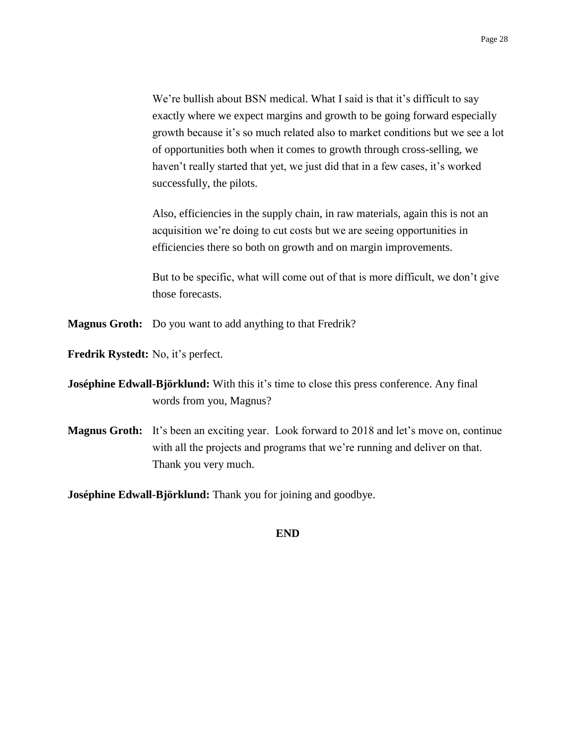We're bullish about BSN medical. What I said is that it's difficult to say exactly where we expect margins and growth to be going forward especially growth because it's so much related also to market conditions but we see a lot of opportunities both when it comes to growth through cross-selling, we haven't really started that yet, we just did that in a few cases, it's worked successfully, the pilots.

Also, efficiencies in the supply chain, in raw materials, again this is not an acquisition we're doing to cut costs but we are seeing opportunities in efficiencies there so both on growth and on margin improvements.

But to be specific, what will come out of that is more difficult, we don't give those forecasts.

**Magnus Groth:** Do you want to add anything to that Fredrik?

**Fredrik Rystedt:** No, it's perfect.

**Joséphine Edwall-Björklund:** With this it's time to close this press conference. Any final words from you, Magnus?

**Magnus Groth:** It's been an exciting year. Look forward to 2018 and let's move on, continue with all the projects and programs that we're running and deliver on that. Thank you very much.

**Joséphine Edwall-Björklund:** Thank you for joining and goodbye.

**END**